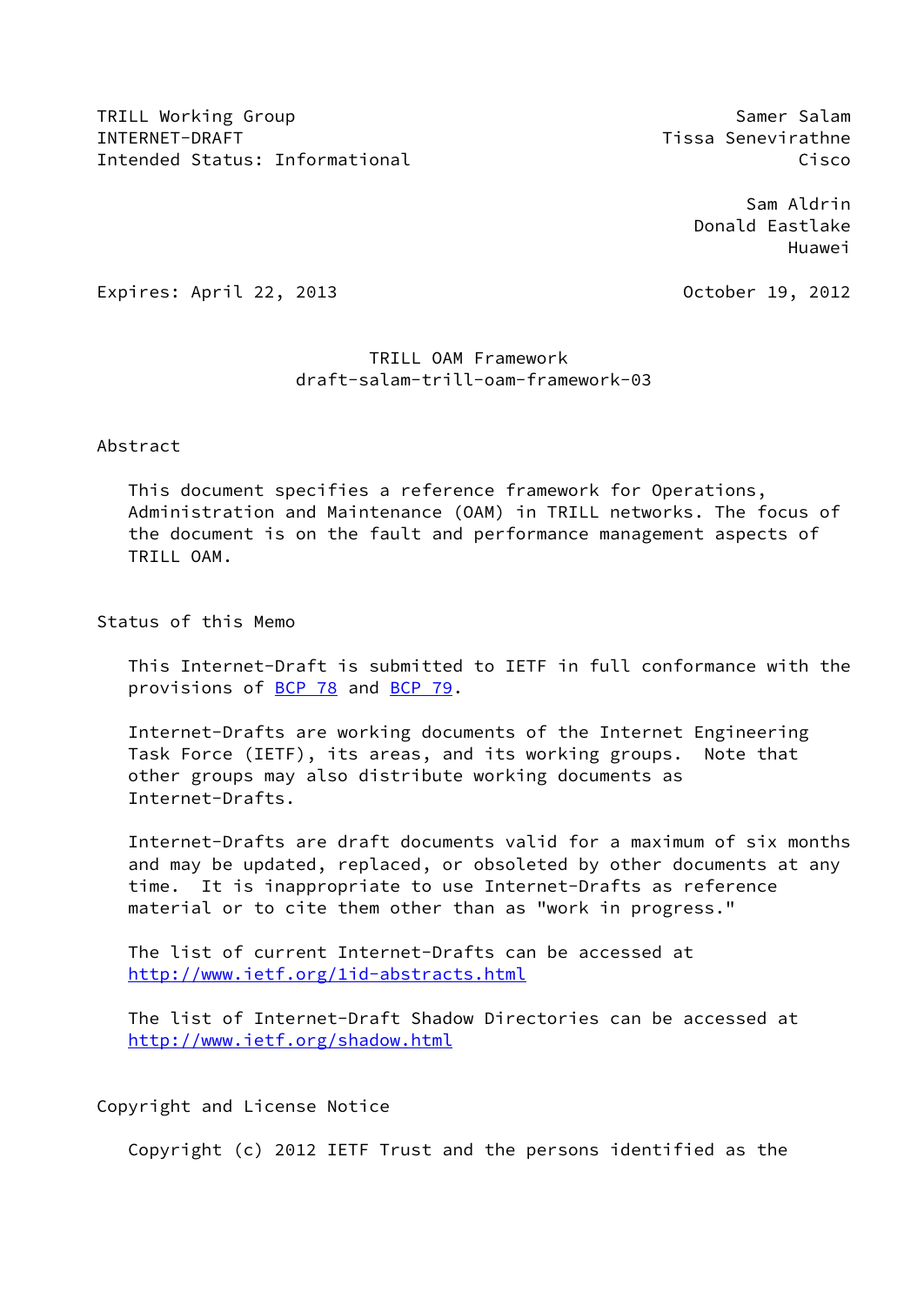TRILL Working Group
INTERNET-DRAFT
Intended Status: Informational

Samer Salam
Tissa Senevirathne
Cisco

Sam Aldrin
Donald Eastlake
Huawei

Expires: April 22, 2013

October 19, 2012

# TRILL OAM Framework
## draft-salam-trill-oam-framework-03

## Abstract

This document specifies a reference framework for Operations, Administration and Maintenance (OAM) in TRILL networks. The focus of the document is on the fault and performance management aspects of TRILL OAM.

## Status of this Memo

This Internet-Draft is submitted to IETF in full conformance with the provisions of BCP 78 and BCP 79.

Internet-Drafts are working documents of the Internet Engineering Task Force (IETF), its areas, and its working groups. Note that other groups may also distribute working documents as Internet-Drafts.

Internet-Drafts are draft documents valid for a maximum of six months and may be updated, replaced, or obsoleted by other documents at any time. It is inappropriate to use Internet-Drafts as reference material or to cite them other than as "work in progress."

The list of current Internet-Drafts can be accessed at http://www.ietf.org/1id-abstracts.html

The list of Internet-Draft Shadow Directories can be accessed at http://www.ietf.org/shadow.html

## Copyright and License Notice

Copyright (c) 2012 IETF Trust and the persons identified as the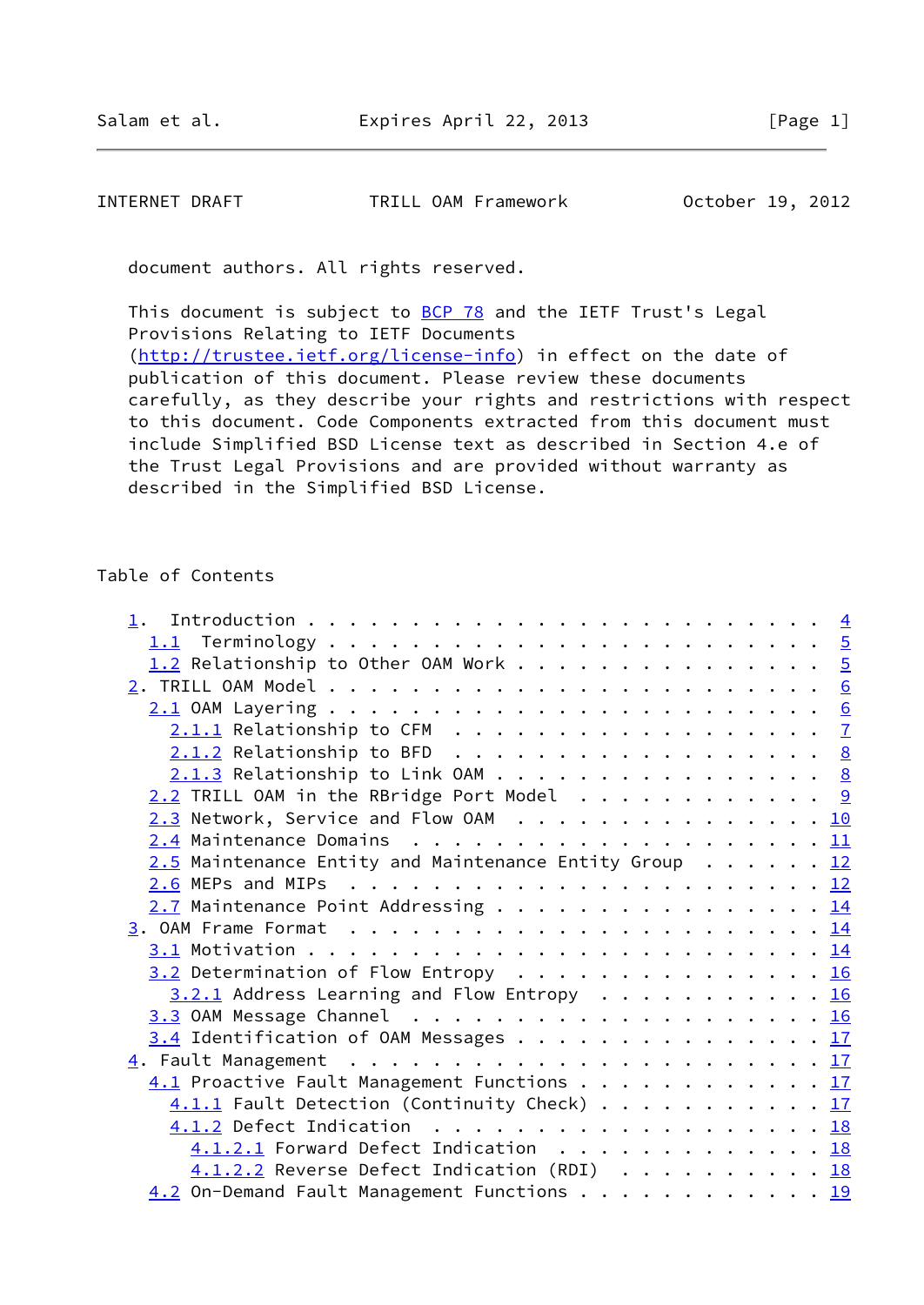document authors. All rights reserved.

This document is subject to BCP 78 and the IETF Trust's Legal Provisions Relating to IETF Documents (http://trustee.ietf.org/license-info) in effect on the date of publication of this document. Please review these documents carefully, as they describe your rights and restrictions with respect to this document. Code Components extracted from this document must include Simplified BSD License text as described in Section 4.e of the Trust Legal Provisions and are provided without warranty as described in the Simplified BSD License.

## Table of Contents

```
1. Introduction . . . . . . . . . . . . . . . . . . . . . . . . . 4
  1.1 Terminology . . . . . . . . . . . . . . . . . . . . . . . . 5
  1.2 Relationship to Other OAM Work . . . . . . . . . . . . . . . 5
2. TRILL OAM Model . . . . . . . . . . . . . . . . . . . . . . . . 6
  2.1 OAM Layering . . . . . . . . . . . . . . . . . . . . . . . . 6
    2.1.1 Relationship to CFM . . . . . . . . . . . . . . . . . . 7
    2.1.2 Relationship to BFD . . . . . . . . . . . . . . . . . . 8
    2.1.3 Relationship to Link OAM . . . . . . . . . . . . . . . . 8
  2.2 TRILL OAM in the RBridge Port Model . . . . . . . . . . . . 9
  2.3 Network, Service and Flow OAM . . . . . . . . . . . . . . . 10
  2.4 Maintenance Domains . . . . . . . . . . . . . . . . . . . . 11
  2.5 Maintenance Entity and Maintenance Entity Group . . . . . . 12
  2.6 MEPs and MIPs . . . . . . . . . . . . . . . . . . . . . . . 12
  2.7 Maintenance Point Addressing . . . . . . . . . . . . . . . . 14
3. OAM Frame Format . . . . . . . . . . . . . . . . . . . . . . . 14
  3.1 Motivation . . . . . . . . . . . . . . . . . . . . . . . . . 14
  3.2 Determination of Flow Entropy . . . . . . . . . . . . . . . 16
    3.2.1 Address Learning and Flow Entropy . . . . . . . . . . . 16
  3.3 OAM Message Channel . . . . . . . . . . . . . . . . . . . . 16
  3.4 Identification of OAM Messages . . . . . . . . . . . . . . . 17
4. Fault Management . . . . . . . . . . . . . . . . . . . . . . . 17
  4.1 Proactive Fault Management Functions . . . . . . . . . . . . 17
    4.1.1 Fault Detection (Continuity Check) . . . . . . . . . . . 17
    4.1.2 Defect Indication . . . . . . . . . . . . . . . . . . . 18
      4.1.2.1 Forward Defect Indication . . . . . . . . . . . . . 18
      4.1.2.2 Reverse Defect Indication (RDI) . . . . . . . . . . 18
  4.2 On-Demand Fault Management Functions . . . . . . . . . . . . 19
```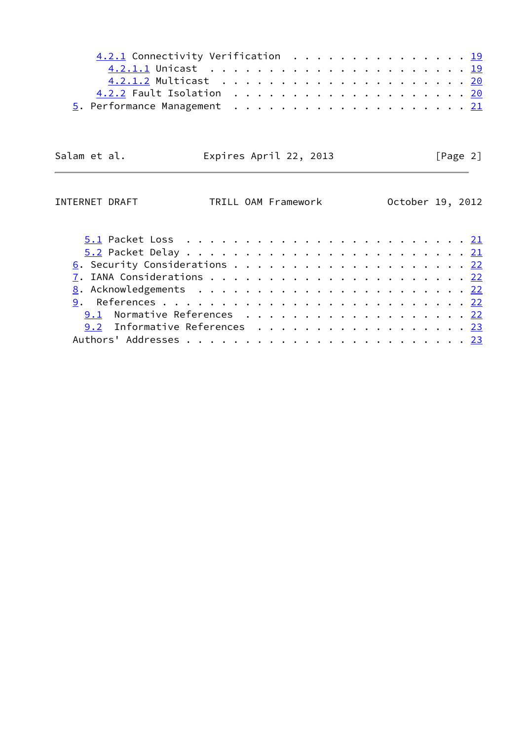4.2.1 Connectivity Verification . . . . . . . . . . . . . . . 19
        4.2.1.1 Unicast . . . . . . . . . . . . . . . . . . . . . . 19
        4.2.1.2 Multicast . . . . . . . . . . . . . . . . . . . . . 20
      4.2.2 Fault Isolation . . . . . . . . . . . . . . . . . . . . 20
  5. Performance Management . . . . . . . . . . . . . . . . . . . . 21
    5.1 Packet Loss . . . . . . . . . . . . . . . . . . . . . . . . 21
    5.2 Packet Delay . . . . . . . . . . . . . . . . . . . . . . . . 21
  6. Security Considerations . . . . . . . . . . . . . . . . . . . . 22
  7. IANA Considerations . . . . . . . . . . . . . . . . . . . . . . 22
  8. Acknowledgements . . . . . . . . . . . . . . . . . . . . . . . 22
  9.  References . . . . . . . . . . . . . . . . . . . . . . . . . . 22
    9.1  Normative References . . . . . . . . . . . . . . . . . . . 22
    9.2  Informative References . . . . . . . . . . . . . . . . . . 23
  Authors' Addresses . . . . . . . . . . . . . . . . . . . . . . . . 23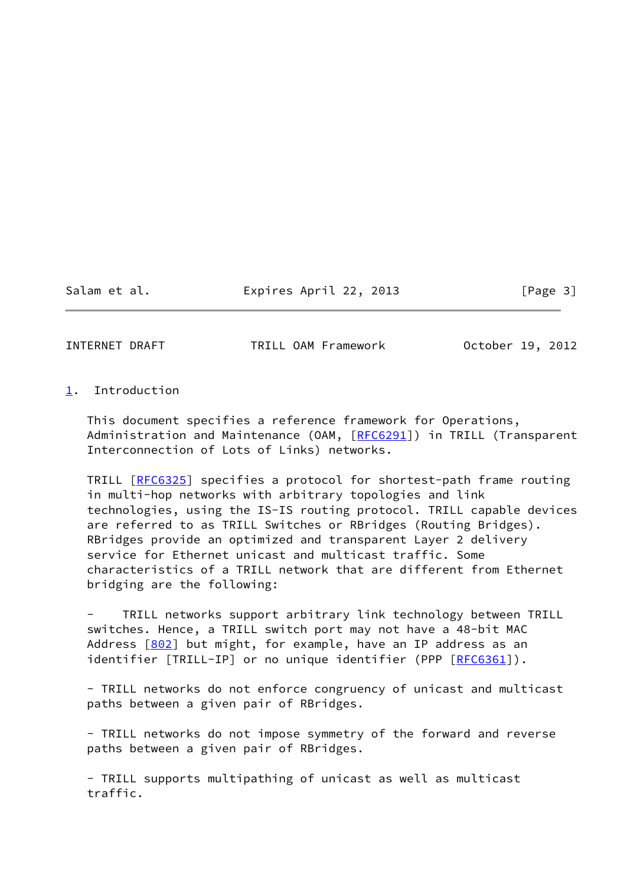## 1. Introduction

This document specifies a reference framework for Operations, Administration and Maintenance (OAM, [RFC6291]) in TRILL (Transparent Interconnection of Lots of Links) networks.

TRILL [RFC6325] specifies a protocol for shortest-path frame routing in multi-hop networks with arbitrary topologies and link technologies, using the IS-IS routing protocol. TRILL capable devices are referred to as TRILL Switches or RBridges (Routing Bridges). RBridges provide an optimized and transparent Layer 2 delivery service for Ethernet unicast and multicast traffic. Some characteristics of a TRILL network that are different from Ethernet bridging are the following:

- TRILL networks support arbitrary link technology between TRILL switches. Hence, a TRILL switch port may not have a 48-bit MAC Address [802] but might, for example, have an IP address as an identifier [TRILL-IP] or no unique identifier (PPP [RFC6361]).

- TRILL networks do not enforce congruency of unicast and multicast paths between a given pair of RBridges.

- TRILL networks do not impose symmetry of the forward and reverse paths between a given pair of RBridges.

- TRILL supports multipathing of unicast as well as multicast traffic.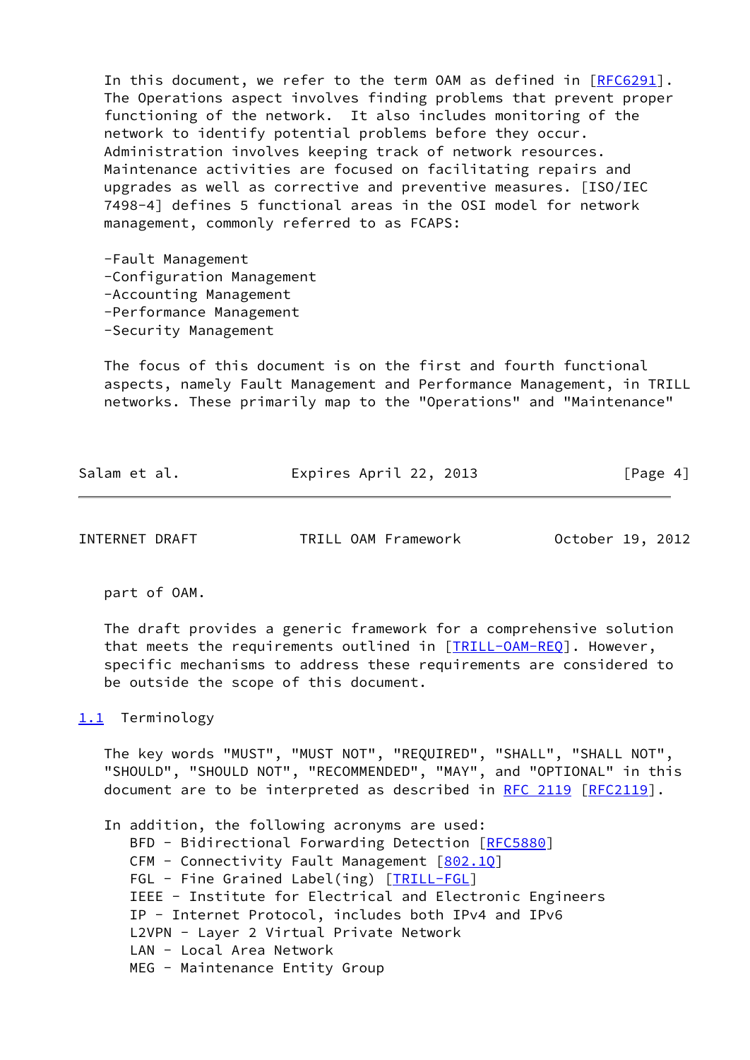In this document, we refer to the term OAM as defined in [RFC6291]. The Operations aspect involves finding problems that prevent proper functioning of the network. It also includes monitoring of the network to identify potential problems before they occur. Administration involves keeping track of network resources. Maintenance activities are focused on facilitating repairs and upgrades as well as corrective and preventive measures. [ISO/IEC 7498-4] defines 5 functional areas in the OSI model for network management, commonly referred to as FCAPS:

-Fault Management
-Configuration Management
-Accounting Management
-Performance Management
-Security Management

The focus of this document is on the first and fourth functional aspects, namely Fault Management and Performance Management, in TRILL networks. These primarily map to the "Operations" and "Maintenance" part of OAM.

The draft provides a generic framework for a comprehensive solution that meets the requirements outlined in [TRILL-OAM-REQ]. However, specific mechanisms to address these requirements are considered to be outside the scope of this document.

## 1.1 Terminology

The key words "MUST", "MUST NOT", "REQUIRED", "SHALL", "SHALL NOT", "SHOULD", "SHOULD NOT", "RECOMMENDED", "MAY", and "OPTIONAL" in this document are to be interpreted as described in RFC 2119 [RFC2119].

In addition, the following acronyms are used:

BFD - Bidirectional Forwarding Detection [RFC5880]
CFM - Connectivity Fault Management [802.1Q]
FGL - Fine Grained Label(ing) [TRILL-FGL]
IEEE - Institute for Electrical and Electronic Engineers
IP - Internet Protocol, includes both IPv4 and IPv6
L2VPN - Layer 2 Virtual Private Network
LAN - Local Area Network
MEG - Maintenance Entity Group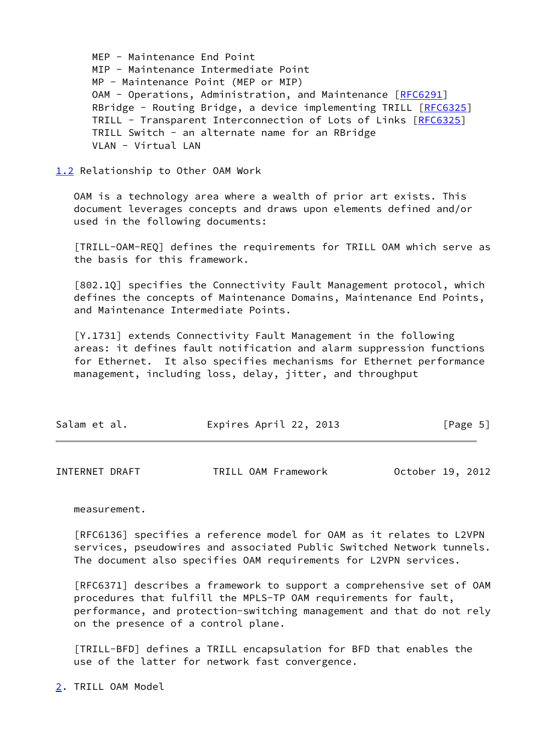MEP - Maintenance End Point
MIP - Maintenance Intermediate Point
MP - Maintenance Point (MEP or MIP)
OAM - Operations, Administration, and Maintenance [RFC6291]
RBridge - Routing Bridge, a device implementing TRILL [RFC6325]
TRILL - Transparent Interconnection of Lots of Links [RFC6325]
TRILL Switch - an alternate name for an RBridge
VLAN - Virtual LAN

### 1.2 Relationship to Other OAM Work

OAM is a technology area where a wealth of prior art exists. This document leverages concepts and draws upon elements defined and/or used in the following documents:

[TRILL-OAM-REQ] defines the requirements for TRILL OAM which serve as the basis for this framework.

[802.1Q] specifies the Connectivity Fault Management protocol, which defines the concepts of Maintenance Domains, Maintenance End Points, and Maintenance Intermediate Points.

[Y.1731] extends Connectivity Fault Management in the following areas: it defines fault notification and alarm suppression functions for Ethernet. It also specifies mechanisms for Ethernet performance management, including loss, delay, jitter, and throughput measurement.

[RFC6136] specifies a reference model for OAM as it relates to L2VPN services, pseudowires and associated Public Switched Network tunnels. The document also specifies OAM requirements for L2VPN services.

[RFC6371] describes a framework to support a comprehensive set of OAM procedures that fulfill the MPLS-TP OAM requirements for fault, performance, and protection-switching management and that do not rely on the presence of a control plane.

[TRILL-BFD] defines a TRILL encapsulation for BFD that enables the use of the latter for network fast convergence.

## 2. TRILL OAM Model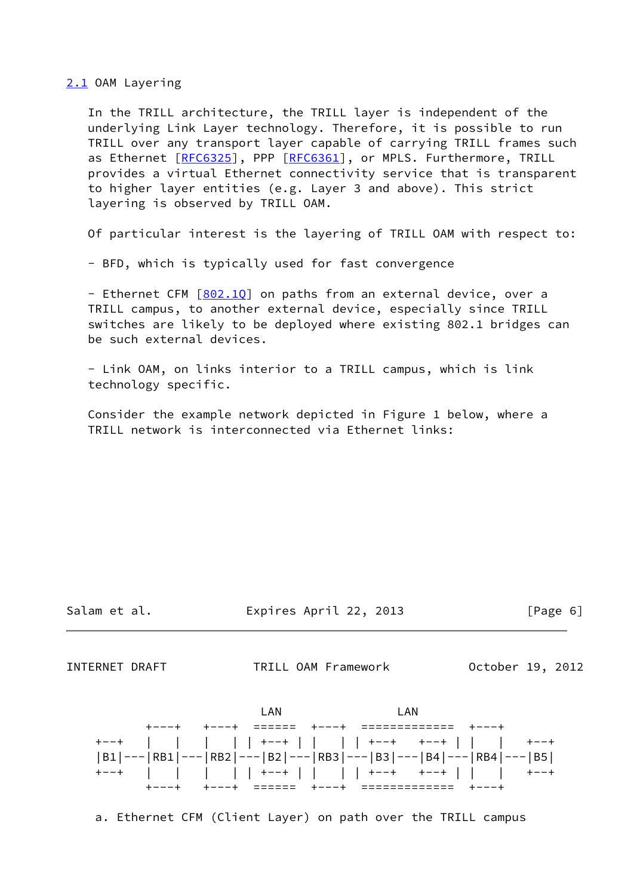## 2.1 OAM Layering

In the TRILL architecture, the TRILL layer is independent of the underlying Link Layer technology. Therefore, it is possible to run TRILL over any transport layer capable of carrying TRILL frames such as Ethernet [RFC6325], PPP [RFC6361], or MPLS. Furthermore, TRILL provides a virtual Ethernet connectivity service that is transparent to higher layer entities (e.g. Layer 3 and above). This strict layering is observed by TRILL OAM.

Of particular interest is the layering of TRILL OAM with respect to:

- BFD, which is typically used for fast convergence

- Ethernet CFM [802.1Q] on paths from an external device, over a TRILL campus, to another external device, especially since TRILL switches are likely to be deployed where existing 802.1 bridges can be such external devices.

- Link OAM, on links interior to a TRILL campus, which is link technology specific.

Consider the example network depicted in Figure 1 below, where a TRILL network is interconnected via Ethernet links:

```
                        LAN                  LAN
         +---+   +---+  ======  +---+  =============  +---+
  +--+   |   |   |   | | +--+ | |   | | +--+    +--+ | |   |   +--+
  |B1|---|RB1|---|RB2|---|B2|---|RB3|---|B3|---|B4|---|RB4|---|B5|
  +--+   |   |   |   | | +--+ | |   | | +--+    +--+ | |   |   +--+
         +---+   +---+  ======  +---+  =============  +---+
```

a. Ethernet CFM (Client Layer) on path over the TRILL campus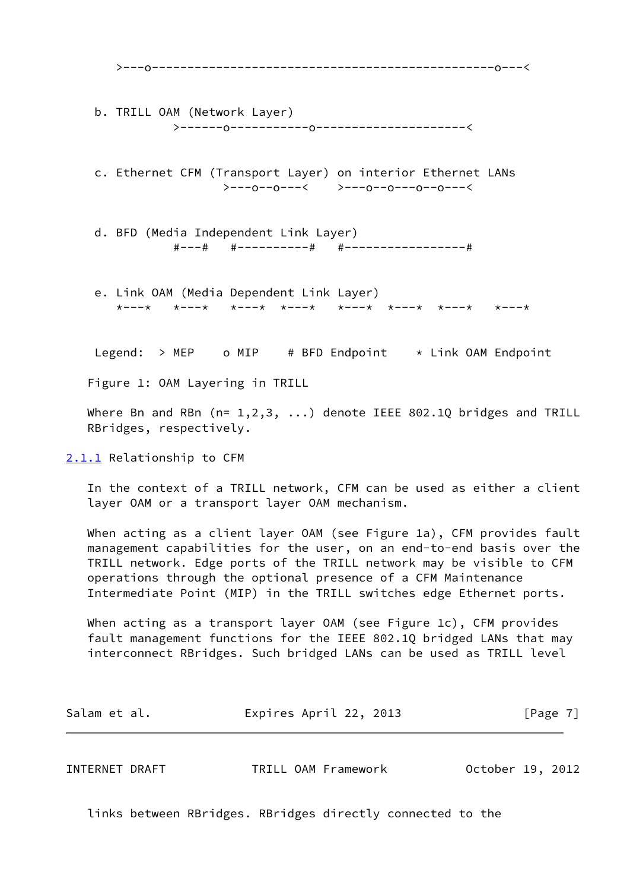```
      >---o------------------------------------------------o---<

   b. TRILL OAM (Network Layer)
              >------o-----------o---------------------<

   c. Ethernet CFM (Transport Layer) on interior Ethernet LANs
                     >---o--o---<    >---o--o---o--o---<

   d. BFD (Media Independent Link Layer)
              #---#   #----------#   #-----------------#

   e. Link OAM (Media Dependent Link Layer)
      *---*   *---*   *---*  *---*   *---*  *---*  *---*   *---*

   Legend:  > MEP    o MIP    # BFD Endpoint    * Link OAM Endpoint
```

Figure 1: OAM Layering in TRILL

Where Bn and RBn (n= 1,2,3, ...) denote IEEE 802.1Q bridges and TRILL RBridges, respectively.

### 2.1.1 Relationship to CFM

In the context of a TRILL network, CFM can be used as either a client layer OAM or a transport layer OAM mechanism.

When acting as a client layer OAM (see Figure 1a), CFM provides fault management capabilities for the user, on an end-to-end basis over the TRILL network. Edge ports of the TRILL network may be visible to CFM operations through the optional presence of a CFM Maintenance Intermediate Point (MIP) in the TRILL switches edge Ethernet ports.

When acting as a transport layer OAM (see Figure 1c), CFM provides fault management functions for the IEEE 802.1Q bridged LANs that may interconnect RBridges. Such bridged LANs can be used as TRILL level links between RBridges. RBridges directly connected to the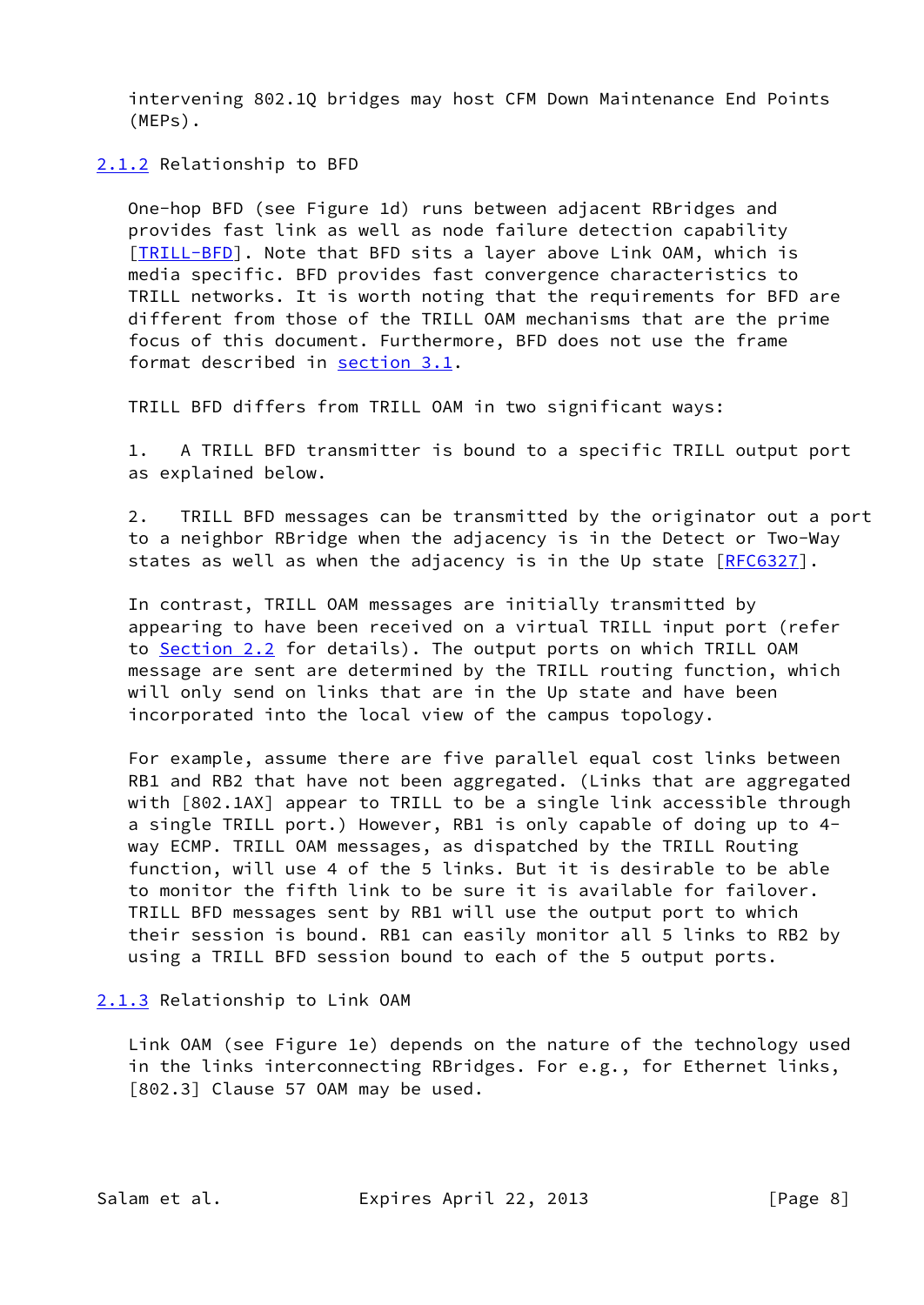intervening 802.1Q bridges may host CFM Down Maintenance End Points (MEPs).

### 2.1.2 Relationship to BFD

One-hop BFD (see Figure 1d) runs between adjacent RBridges and provides fast link as well as node failure detection capability [TRILL-BFD]. Note that BFD sits a layer above Link OAM, which is media specific. BFD provides fast convergence characteristics to TRILL networks. It is worth noting that the requirements for BFD are different from those of the TRILL OAM mechanisms that are the prime focus of this document. Furthermore, BFD does not use the frame format described in section 3.1.

TRILL BFD differs from TRILL OAM in two significant ways:

1. A TRILL BFD transmitter is bound to a specific TRILL output port as explained below.

2. TRILL BFD messages can be transmitted by the originator out a port to a neighbor RBridge when the adjacency is in the Detect or Two-Way states as well as when the adjacency is in the Up state [RFC6327].

In contrast, TRILL OAM messages are initially transmitted by appearing to have been received on a virtual TRILL input port (refer to Section 2.2 for details). The output ports on which TRILL OAM message are sent are determined by the TRILL routing function, which will only send on links that are in the Up state and have been incorporated into the local view of the campus topology.

For example, assume there are five parallel equal cost links between RB1 and RB2 that have not been aggregated. (Links that are aggregated with [802.1AX] appear to TRILL to be a single link accessible through a single TRILL port.) However, RB1 is only capable of doing up to 4-way ECMP. TRILL OAM messages, as dispatched by the TRILL Routing function, will use 4 of the 5 links. But it is desirable to be able to monitor the fifth link to be sure it is available for failover. TRILL BFD messages sent by RB1 will use the output port to which their session is bound. RB1 can easily monitor all 5 links to RB2 by using a TRILL BFD session bound to each of the 5 output ports.

### 2.1.3 Relationship to Link OAM

Link OAM (see Figure 1e) depends on the nature of the technology used in the links interconnecting RBridges. For e.g., for Ethernet links, [802.3] Clause 57 OAM may be used.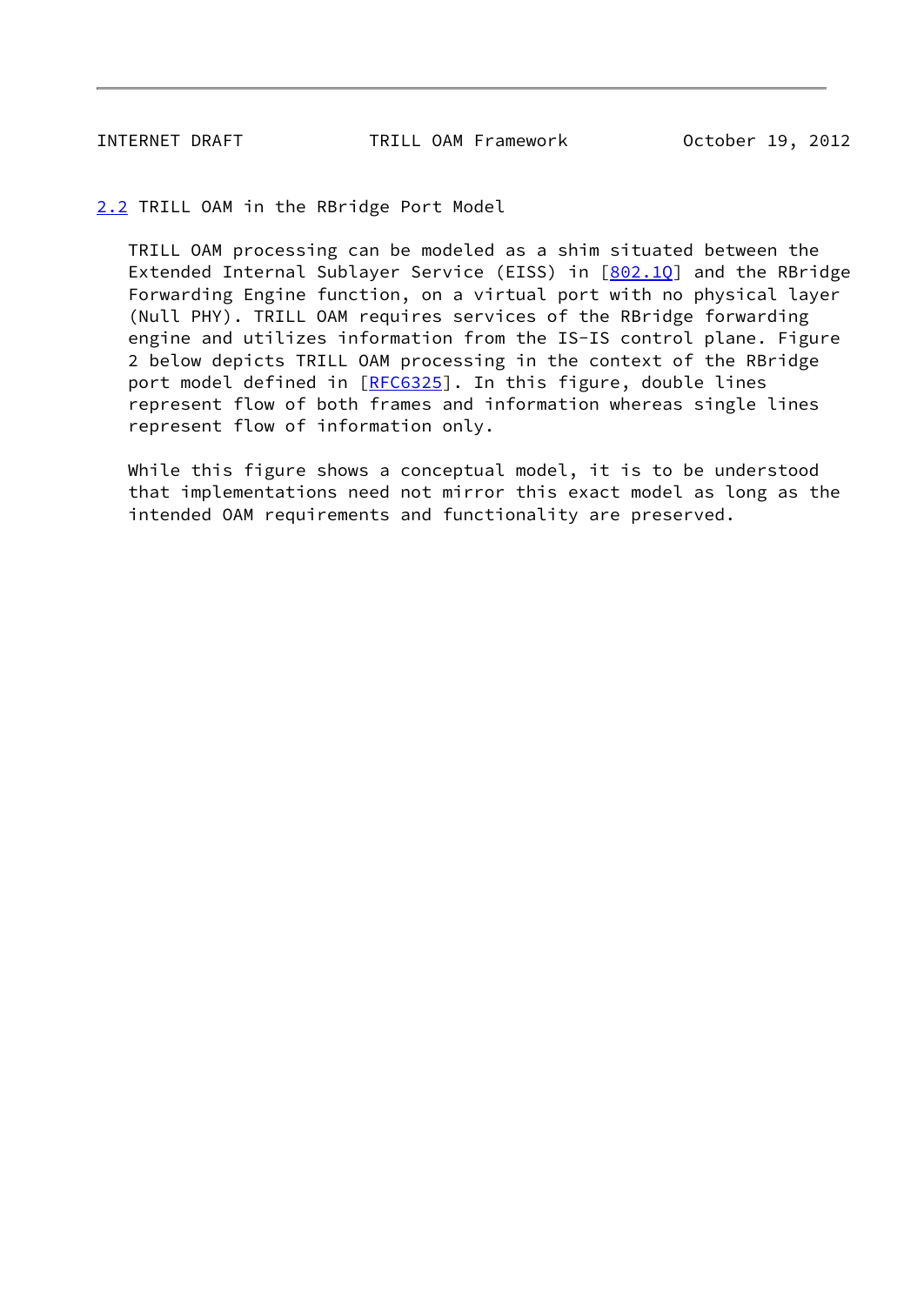## 2.2 TRILL OAM in the RBridge Port Model

TRILL OAM processing can be modeled as a shim situated between the Extended Internal Sublayer Service (EISS) in [802.1Q] and the RBridge Forwarding Engine function, on a virtual port with no physical layer (Null PHY). TRILL OAM requires services of the RBridge forwarding engine and utilizes information from the IS-IS control plane. Figure 2 below depicts TRILL OAM processing in the context of the RBridge port model defined in [RFC6325]. In this figure, double lines represent flow of both frames and information whereas single lines represent flow of information only.

While this figure shows a conceptual model, it is to be understood that implementations need not mirror this exact model as long as the intended OAM requirements and functionality are preserved.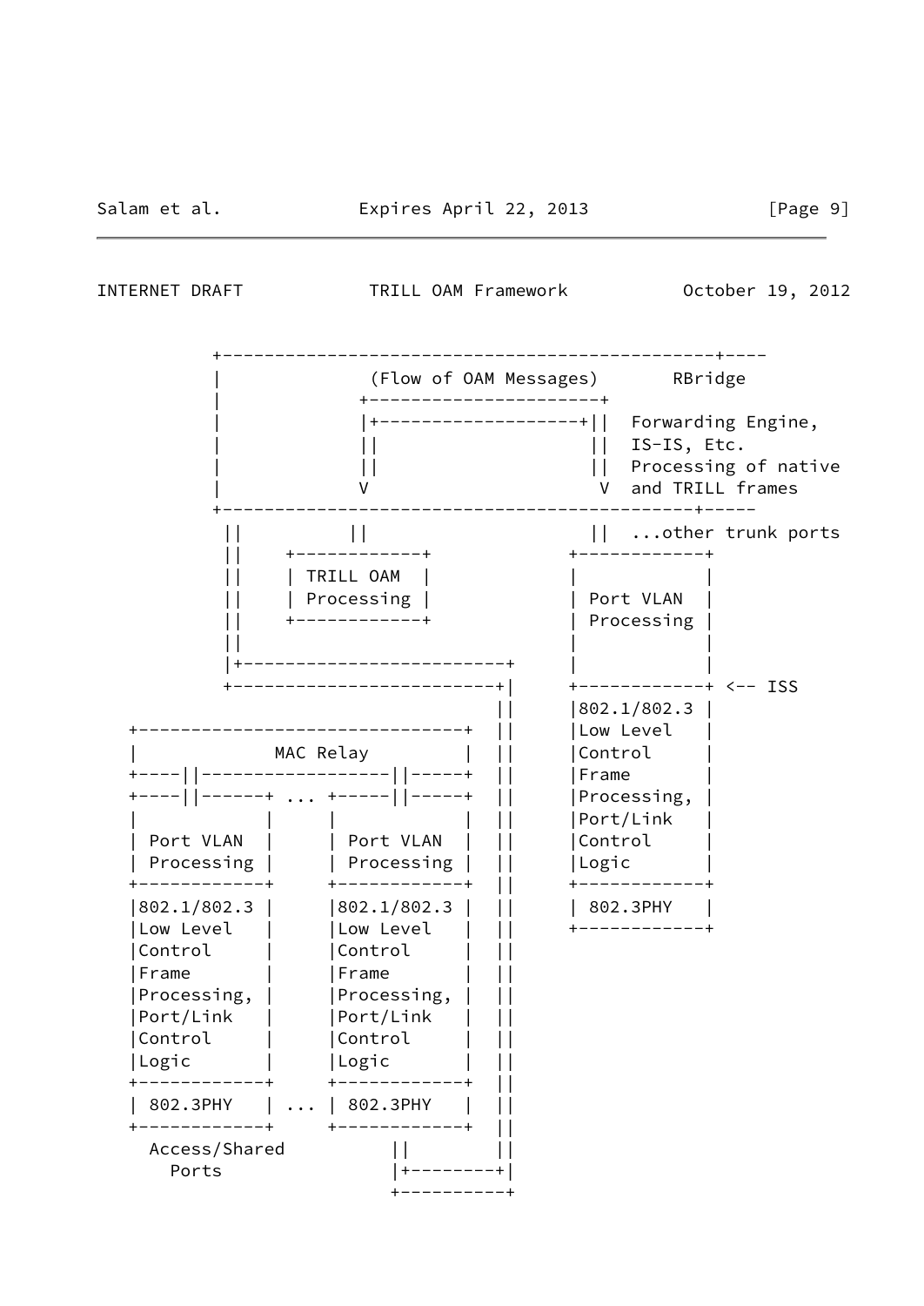```
         +--------------------------------------------+----
         |             (Flow of OAM Messages)      RBridge
         |            +----------------------+
         |            |+------------------+||  Forwarding Engine,
         |            ||                  ||  IS-IS, Etc.
         |            ||                  ||  Processing of native
         |            V                    V  and TRILL frames
         +------------------------------------------+-----
          ||          ||                  ||  ...other trunk ports
          ||     +------------+          +------------+
          ||     | TRILL OAM  |          |            |
          ||     | Processing |          | Port VLAN  |
          ||     +------------+          | Processing |
          ||                             |            |
          |+------------------------+    |            |
          +-------------------------+|   +------------+ <-- ISS
                                    ||   |802.1/802.3 |
   +--------------------------------+ ||   |Low Level   |
   |            MAC Relay           | ||   |Control     |
   +----||------------------||-----+ ||   |Frame       |
   +----||------+ ... +-----||-----+ ||   |Processing, |
   |            |     |            | ||   |Port/Link   |
   | Port VLAN  |     | Port VLAN  | ||   |Control     |
   | Processing |     | Processing | ||   |Logic       |
   +------------+     +------------+ ||   +------------+
   |802.1/802.3 |     |802.1/802.3 | ||   | 802.3PHY   |
   |Low Level   |     |Low Level   | ||   +------------+
   |Control     |     |Control     | ||
   |Frame       |     |Frame       | ||
   |Processing, |     |Processing, | ||
   |Port/Link   |     |Port/Link   | ||
   |Control     |     |Control     | ||
   |Logic       |     |Logic       | ||
   +------------+     +------------+ ||
   | 802.3PHY   | ... | 802.3PHY   | ||
   +------------+     +------------+ ||
     Access/Shared          ||        ||
       Ports                |+--------+|
                            +----------+
```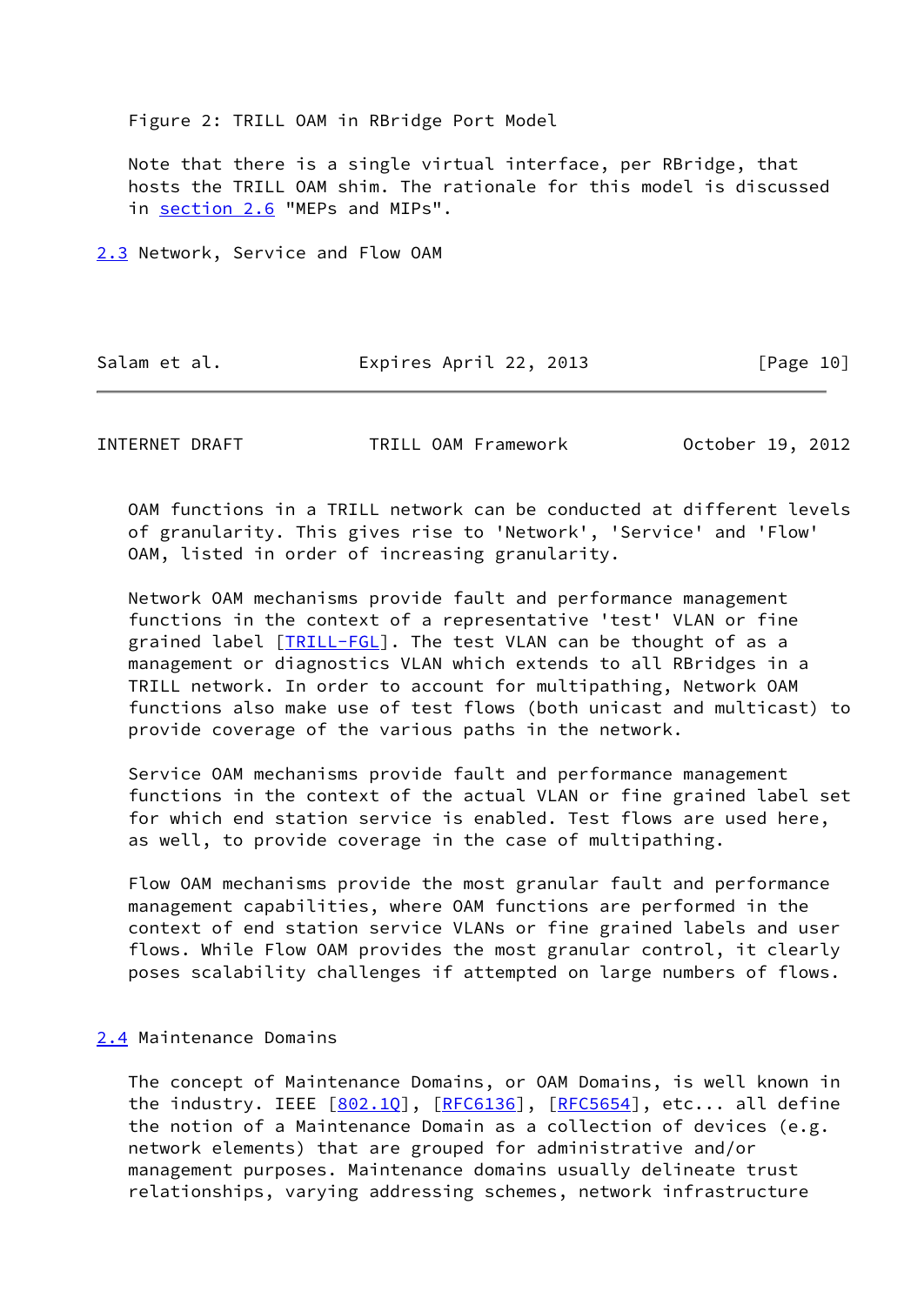Figure 2: TRILL OAM in RBridge Port Model

Note that there is a single virtual interface, per RBridge, that hosts the TRILL OAM shim. The rationale for this model is discussed in section 2.6 "MEPs and MIPs".

## 2.3 Network, Service and Flow OAM

OAM functions in a TRILL network can be conducted at different levels of granularity. This gives rise to 'Network', 'Service' and 'Flow' OAM, listed in order of increasing granularity.

Network OAM mechanisms provide fault and performance management functions in the context of a representative 'test' VLAN or fine grained label [TRILL-FGL]. The test VLAN can be thought of as a management or diagnostics VLAN which extends to all RBridges in a TRILL network. In order to account for multipathing, Network OAM functions also make use of test flows (both unicast and multicast) to provide coverage of the various paths in the network.

Service OAM mechanisms provide fault and performance management functions in the context of the actual VLAN or fine grained label set for which end station service is enabled. Test flows are used here, as well, to provide coverage in the case of multipathing.

Flow OAM mechanisms provide the most granular fault and performance management capabilities, where OAM functions are performed in the context of end station service VLANs or fine grained labels and user flows. While Flow OAM provides the most granular control, it clearly poses scalability challenges if attempted on large numbers of flows.

## 2.4 Maintenance Domains

The concept of Maintenance Domains, or OAM Domains, is well known in the industry. IEEE [802.1Q], [RFC6136], [RFC5654], etc... all define the notion of a Maintenance Domain as a collection of devices (e.g. network elements) that are grouped for administrative and/or management purposes. Maintenance domains usually delineate trust relationships, varying addressing schemes, network infrastructure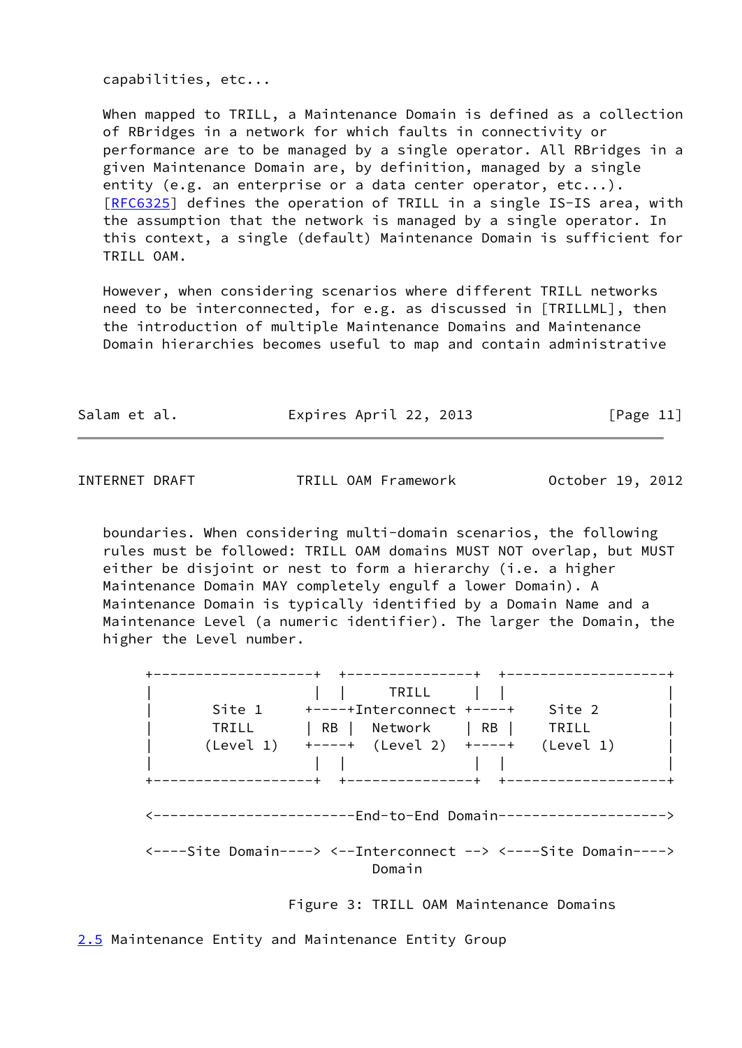capabilities, etc...

When mapped to TRILL, a Maintenance Domain is defined as a collection of RBridges in a network for which faults in connectivity or performance are to be managed by a single operator. All RBridges in a given Maintenance Domain are, by definition, managed by a single entity (e.g. an enterprise or a data center operator, etc...). [RFC6325] defines the operation of TRILL in a single IS-IS area, with the assumption that the network is managed by a single operator. In this context, a single (default) Maintenance Domain is sufficient for TRILL OAM.

However, when considering scenarios where different TRILL networks need to be interconnected, for e.g. as discussed in [TRILLML], then the introduction of multiple Maintenance Domains and Maintenance Domain hierarchies becomes useful to map and contain administrative boundaries. When considering multi-domain scenarios, the following rules must be followed: TRILL OAM domains MUST NOT overlap, but MUST either be disjoint or nest to form a hierarchy (i.e. a higher Maintenance Domain MAY completely engulf a lower Domain). A Maintenance Domain is typically identified by a Domain Name and a Maintenance Level (a numeric identifier). The larger the Domain, the higher the Level number.

```
+--------------------+  +----------------+  +--------------------+
|                   |  |      TRILL     |  |                    |
|       Site 1     +----+Interconnect +----+    Site 2          |
|       TRILL      | RB |  Network     | RB |    TRILL           |
|      (Level 1)   +----+  (Level 2)   +----+   (Level 1)        |
|                   |  |                |  |                    |
+--------------------+  +----------------+  +--------------------+

<------------------------End-to-End Domain-------------------->

<----Site Domain----> <--Interconnect --> <----Site Domain---->
                            Domain
```

Figure 3: TRILL OAM Maintenance Domains

## 2.5 Maintenance Entity and Maintenance Entity Group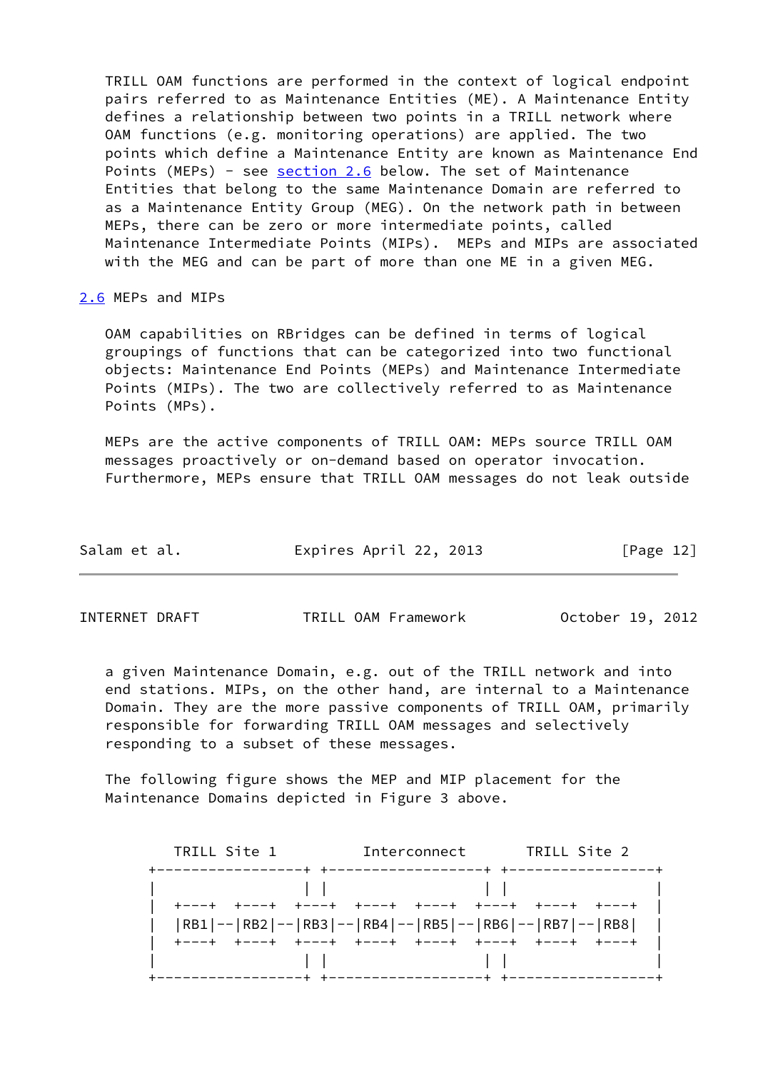TRILL OAM functions are performed in the context of logical endpoint pairs referred to as Maintenance Entities (ME). A Maintenance Entity defines a relationship between two points in a TRILL network where OAM functions (e.g. monitoring operations) are applied. The two points which define a Maintenance Entity are known as Maintenance End Points (MEPs) - see section 2.6 below. The set of Maintenance Entities that belong to the same Maintenance Domain are referred to as a Maintenance Entity Group (MEG). On the network path in between MEPs, there can be zero or more intermediate points, called Maintenance Intermediate Points (MIPs). MEPs and MIPs are associated with the MEG and can be part of more than one ME in a given MEG.

## 2.6 MEPs and MIPs

OAM capabilities on RBridges can be defined in terms of logical groupings of functions that can be categorized into two functional objects: Maintenance End Points (MEPs) and Maintenance Intermediate Points (MIPs). The two are collectively referred to as Maintenance Points (MPs).

MEPs are the active components of TRILL OAM: MEPs source TRILL OAM messages proactively or on-demand based on operator invocation. Furthermore, MEPs ensure that TRILL OAM messages do not leak outside a given Maintenance Domain, e.g. out of the TRILL network and into end stations. MIPs, on the other hand, are internal to a Maintenance Domain. They are the more passive components of TRILL OAM, primarily responsible for forwarding TRILL OAM messages and selectively responding to a subset of these messages.

The following figure shows the MEP and MIP placement for the Maintenance Domains depicted in Figure 3 above.

```
   TRILL Site 1         Interconnect       TRILL Site 2
+-----------------+ +------------------+ +-----------------+
|                 | |                  | |                 |
| +---+  +---+  +---+  +---+  +---+  +---+  +---+  +---+  |
| |RB1|--|RB2|--|RB3|--|RB4|--|RB5|--|RB6|--|RB7|--|RB8|  |
| +---+  +---+  +---+  +---+  +---+  +---+  +---+  +---+  |
|                 | |                  | |                 |
+-----------------+ +------------------+ +-----------------+
```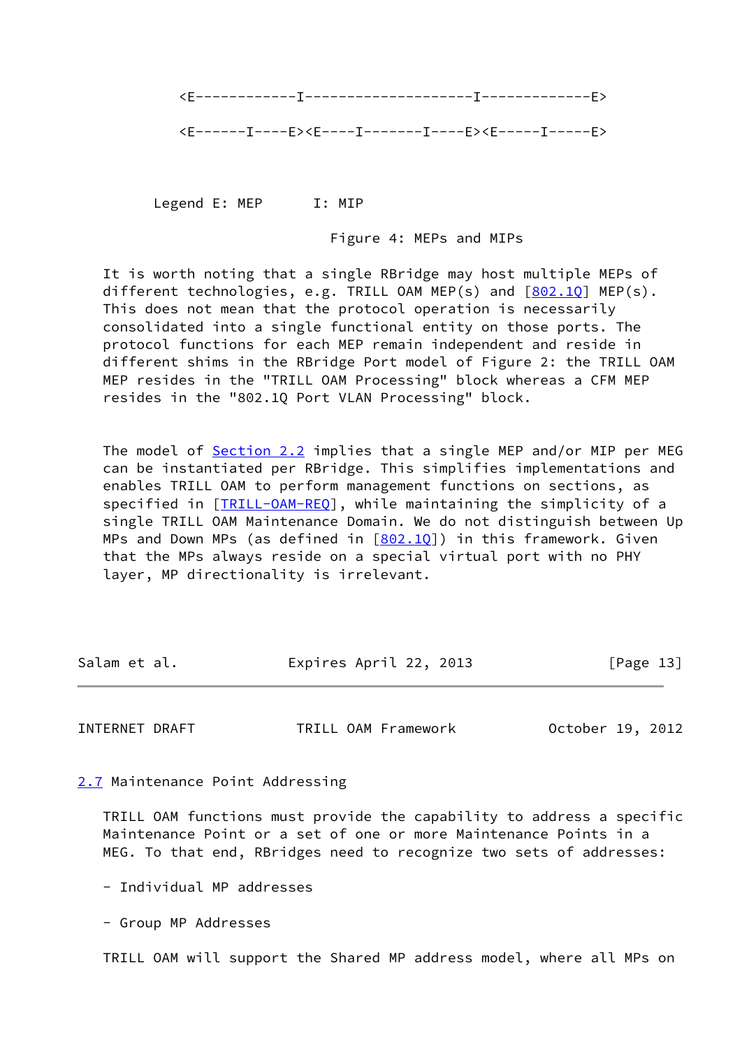```
<E------------I--------------------I-------------E>

<E------I----E><E----I-------I----E><E-----I-----E>


Legend E: MEP      I: MIP
```

Figure 4: MEPs and MIPs

It is worth noting that a single RBridge may host multiple MEPs of different technologies, e.g. TRILL OAM MEP(s) and [802.1Q] MEP(s). This does not mean that the protocol operation is necessarily consolidated into a single functional entity on those ports. The protocol functions for each MEP remain independent and reside in different shims in the RBridge Port model of Figure 2: the TRILL OAM MEP resides in the "TRILL OAM Processing" block whereas a CFM MEP resides in the "802.1Q Port VLAN Processing" block.

The model of Section 2.2 implies that a single MEP and/or MIP per MEG can be instantiated per RBridge. This simplifies implementations and enables TRILL OAM to perform management functions on sections, as specified in [TRILL-OAM-REQ], while maintaining the simplicity of a single TRILL OAM Maintenance Domain. We do not distinguish between Up MPs and Down MPs (as defined in [802.1Q]) in this framework. Given that the MPs always reside on a special virtual port with no PHY layer, MP directionality is irrelevant.

## 2.7 Maintenance Point Addressing

TRILL OAM functions must provide the capability to address a specific Maintenance Point or a set of one or more Maintenance Points in a MEG. To that end, RBridges need to recognize two sets of addresses:

- Individual MP addresses

- Group MP Addresses

TRILL OAM will support the Shared MP address model, where all MPs on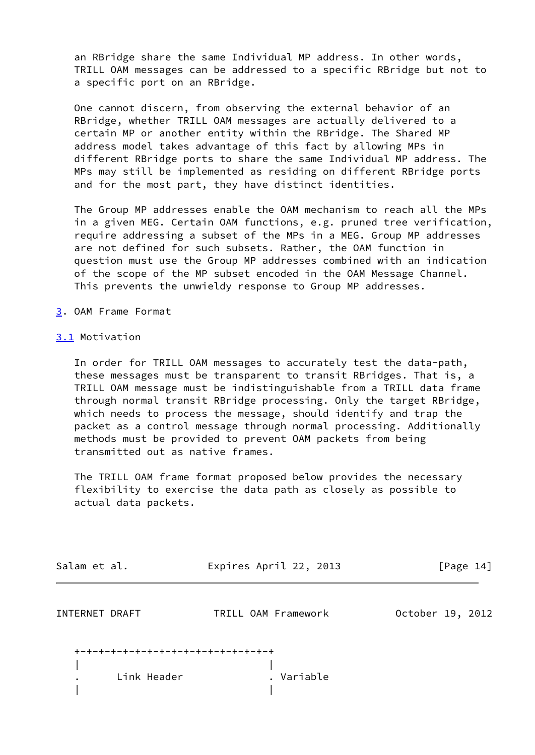an RBridge share the same Individual MP address. In other words, TRILL OAM messages can be addressed to a specific RBridge but not to a specific port on an RBridge.

One cannot discern, from observing the external behavior of an RBridge, whether TRILL OAM messages are actually delivered to a certain MP or another entity within the RBridge. The Shared MP address model takes advantage of this fact by allowing MPs in different RBridge ports to share the same Individual MP address. The MPs may still be implemented as residing on different RBridge ports and for the most part, they have distinct identities.

The Group MP addresses enable the OAM mechanism to reach all the MPs in a given MEG. Certain OAM functions, e.g. pruned tree verification, require addressing a subset of the MPs in a MEG. Group MP addresses are not defined for such subsets. Rather, the OAM function in question must use the Group MP addresses combined with an indication of the scope of the MP subset encoded in the OAM Message Channel. This prevents the unwieldy response to Group MP addresses.

# 3. OAM Frame Format

## 3.1 Motivation

In order for TRILL OAM messages to accurately test the data-path, these messages must be transparent to transit RBridges. That is, a TRILL OAM message must be indistinguishable from a TRILL data frame through normal transit RBridge processing. Only the target RBridge, which needs to process the message, should identify and trap the packet as a control message through normal processing. Additionally methods must be provided to prevent OAM packets from being transmitted out as native frames.

The TRILL OAM frame format proposed below provides the necessary flexibility to exercise the data path as closely as possible to actual data packets.

```
+-+-+-+-+-+-+-+-+-+-+-+-+-+-+-+-+
|                               |
.      Link Header              . Variable
|                               |
```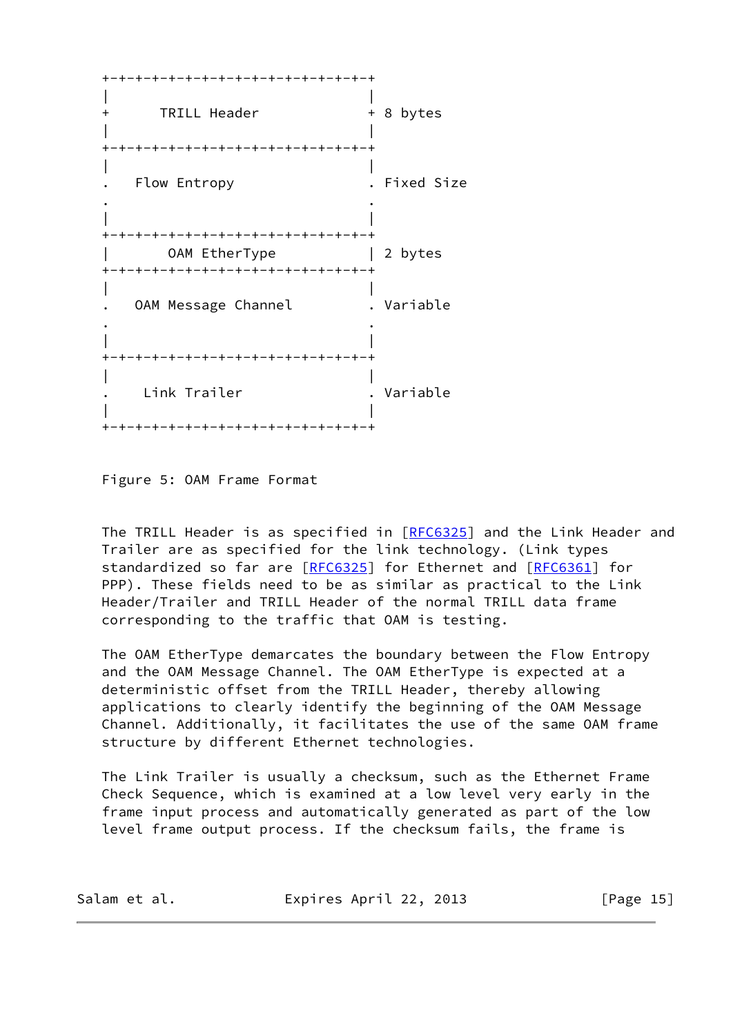```
+-+-+-+-+-+-+-+-+-+-+-+-+-+-+-+-+
|                               |
+      TRILL Header             + 8 bytes
|                               |
+-+-+-+-+-+-+-+-+-+-+-+-+-+-+-+-+
|                               |
.   Flow Entropy                . Fixed Size
.                               .
|                               |
+-+-+-+-+-+-+-+-+-+-+-+-+-+-+-+-+
|       OAM EtherType           | 2 bytes
+-+-+-+-+-+-+-+-+-+-+-+-+-+-+-+-+
|                               |
.   OAM Message Channel         . Variable
.                               .
|                               |
+-+-+-+-+-+-+-+-+-+-+-+-+-+-+-+-+
|                               |
.    Link Trailer               . Variable
|                               |
+-+-+-+-+-+-+-+-+-+-+-+-+-+-+-+-+
```

Figure 5: OAM Frame Format

The TRILL Header is as specified in [RFC6325] and the Link Header and Trailer are as specified for the link technology. (Link types standardized so far are [RFC6325] for Ethernet and [RFC6361] for PPP). These fields need to be as similar as practical to the Link Header/Trailer and TRILL Header of the normal TRILL data frame corresponding to the traffic that OAM is testing.

The OAM EtherType demarcates the boundary between the Flow Entropy and the OAM Message Channel. The OAM EtherType is expected at a deterministic offset from the TRILL Header, thereby allowing applications to clearly identify the beginning of the OAM Message Channel. Additionally, it facilitates the use of the same OAM frame structure by different Ethernet technologies.

The Link Trailer is usually a checksum, such as the Ethernet Frame Check Sequence, which is examined at a low level very early in the frame input process and automatically generated as part of the low level frame output process. If the checksum fails, the frame is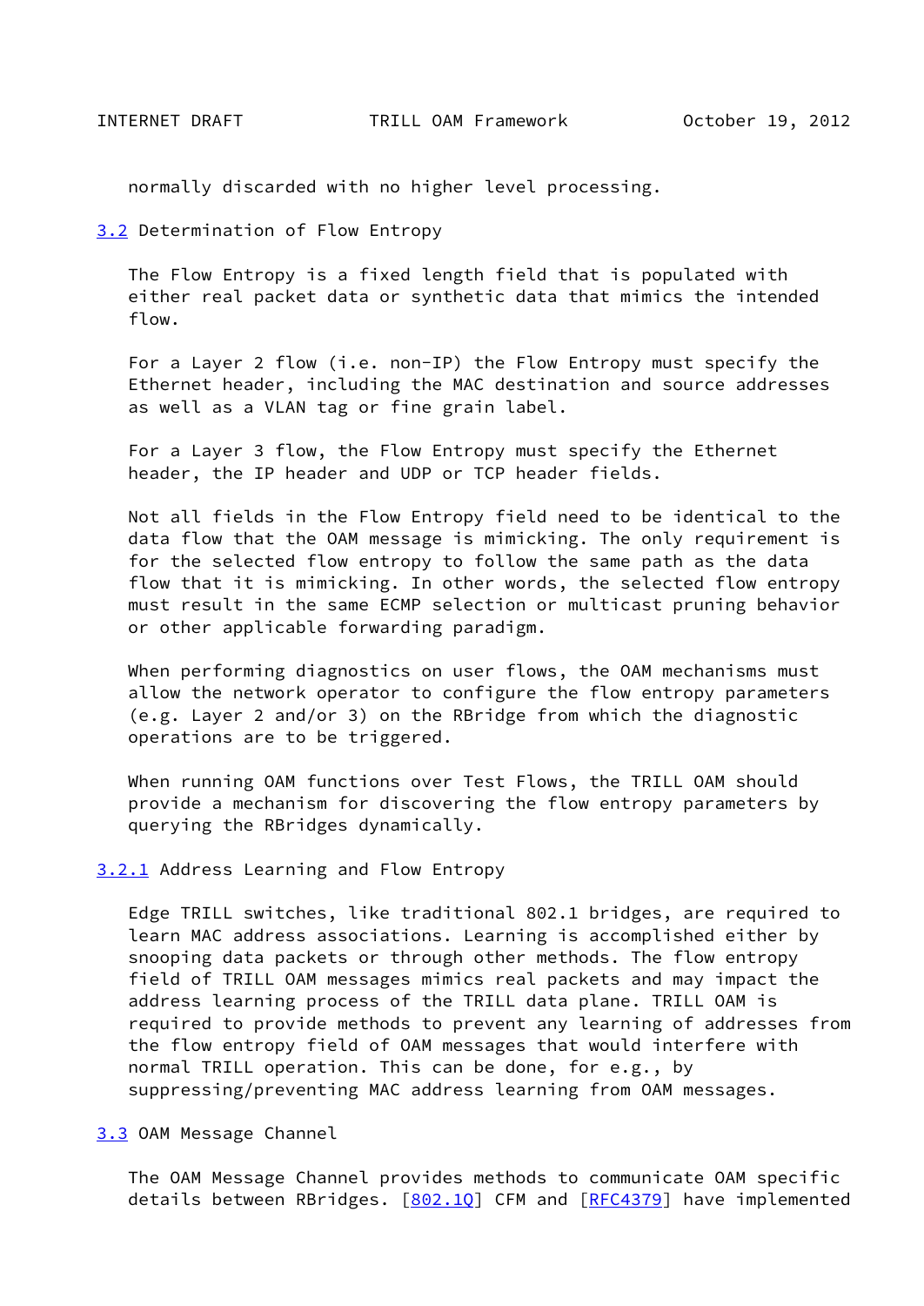normally discarded with no higher level processing.

## 3.2 Determination of Flow Entropy

The Flow Entropy is a fixed length field that is populated with either real packet data or synthetic data that mimics the intended flow.

For a Layer 2 flow (i.e. non-IP) the Flow Entropy must specify the Ethernet header, including the MAC destination and source addresses as well as a VLAN tag or fine grain label.

For a Layer 3 flow, the Flow Entropy must specify the Ethernet header, the IP header and UDP or TCP header fields.

Not all fields in the Flow Entropy field need to be identical to the data flow that the OAM message is mimicking. The only requirement is for the selected flow entropy to follow the same path as the data flow that it is mimicking. In other words, the selected flow entropy must result in the same ECMP selection or multicast pruning behavior or other applicable forwarding paradigm.

When performing diagnostics on user flows, the OAM mechanisms must allow the network operator to configure the flow entropy parameters (e.g. Layer 2 and/or 3) on the RBridge from which the diagnostic operations are to be triggered.

When running OAM functions over Test Flows, the TRILL OAM should provide a mechanism for discovering the flow entropy parameters by querying the RBridges dynamically.

### 3.2.1 Address Learning and Flow Entropy

Edge TRILL switches, like traditional 802.1 bridges, are required to learn MAC address associations. Learning is accomplished either by snooping data packets or through other methods. The flow entropy field of TRILL OAM messages mimics real packets and may impact the address learning process of the TRILL data plane. TRILL OAM is required to provide methods to prevent any learning of addresses from the flow entropy field of OAM messages that would interfere with normal TRILL operation. This can be done, for e.g., by suppressing/preventing MAC address learning from OAM messages.

## 3.3 OAM Message Channel

The OAM Message Channel provides methods to communicate OAM specific details between RBridges. [802.1Q] CFM and [RFC4379] have implemented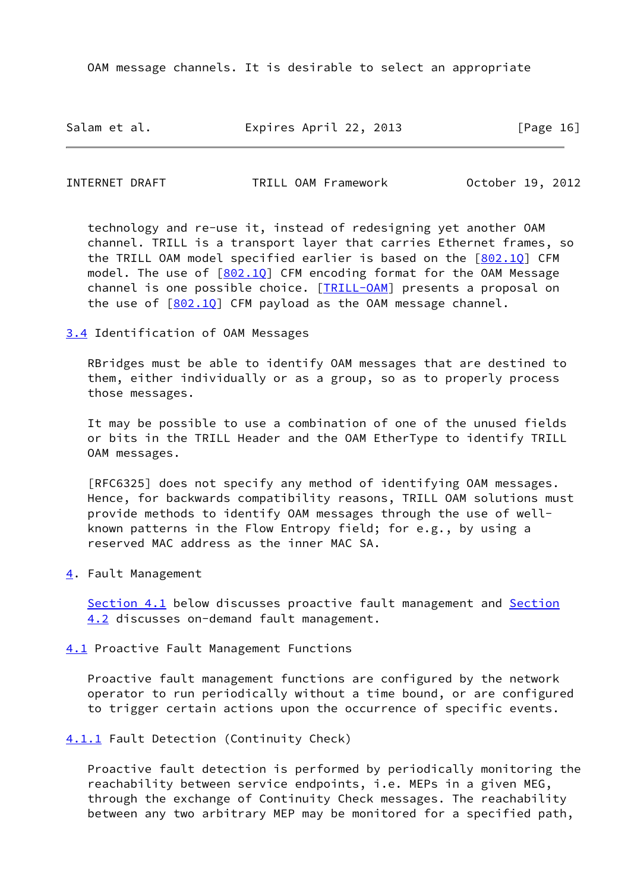OAM message channels. It is desirable to select an appropriate

technology and re-use it, instead of redesigning yet another OAM channel. TRILL is a transport layer that carries Ethernet frames, so the TRILL OAM model specified earlier is based on the [802.1Q] CFM model. The use of [802.1Q] CFM encoding format for the OAM Message channel is one possible choice. [TRILL-OAM] presents a proposal on the use of [802.1Q] CFM payload as the OAM message channel.

### 3.4 Identification of OAM Messages

RBridges must be able to identify OAM messages that are destined to them, either individually or as a group, so as to properly process those messages.

It may be possible to use a combination of one of the unused fields or bits in the TRILL Header and the OAM EtherType to identify TRILL OAM messages.

[RFC6325] does not specify any method of identifying OAM messages. Hence, for backwards compatibility reasons, TRILL OAM solutions must provide methods to identify OAM messages through the use of well-known patterns in the Flow Entropy field; for e.g., by using a reserved MAC address as the inner MAC SA.

## 4. Fault Management

Section 4.1 below discusses proactive fault management and Section 4.2 discusses on-demand fault management.

### 4.1 Proactive Fault Management Functions

Proactive fault management functions are configured by the network operator to run periodically without a time bound, or are configured to trigger certain actions upon the occurrence of specific events.

#### 4.1.1 Fault Detection (Continuity Check)

Proactive fault detection is performed by periodically monitoring the reachability between service endpoints, i.e. MEPs in a given MEG, through the exchange of Continuity Check messages. The reachability between any two arbitrary MEP may be monitored for a specified path,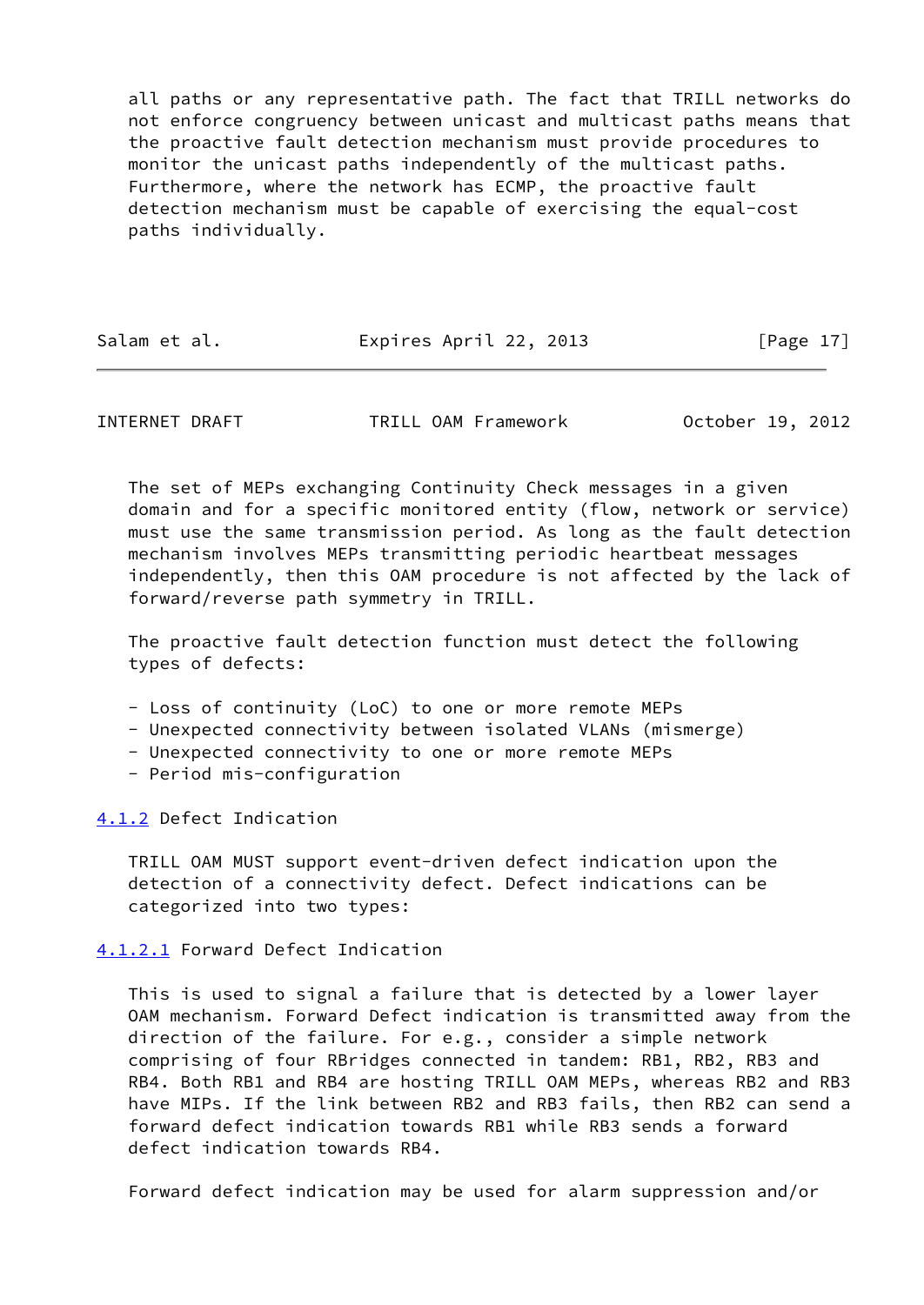all paths or any representative path. The fact that TRILL networks do not enforce congruency between unicast and multicast paths means that the proactive fault detection mechanism must provide procedures to monitor the unicast paths independently of the multicast paths. Furthermore, where the network has ECMP, the proactive fault detection mechanism must be capable of exercising the equal-cost paths individually.

The set of MEPs exchanging Continuity Check messages in a given domain and for a specific monitored entity (flow, network or service) must use the same transmission period. As long as the fault detection mechanism involves MEPs transmitting periodic heartbeat messages independently, then this OAM procedure is not affected by the lack of forward/reverse path symmetry in TRILL.

The proactive fault detection function must detect the following types of defects:

- Loss of continuity (LoC) to one or more remote MEPs
- Unexpected connectivity between isolated VLANs (mismerge)
- Unexpected connectivity to one or more remote MEPs
- Period mis-configuration

#### 4.1.2 Defect Indication

TRILL OAM MUST support event-driven defect indication upon the detection of a connectivity defect. Defect indications can be categorized into two types:

##### 4.1.2.1 Forward Defect Indication

This is used to signal a failure that is detected by a lower layer OAM mechanism. Forward Defect indication is transmitted away from the direction of the failure. For e.g., consider a simple network comprising of four RBridges connected in tandem: RB1, RB2, RB3 and RB4. Both RB1 and RB4 are hosting TRILL OAM MEPs, whereas RB2 and RB3 have MIPs. If the link between RB2 and RB3 fails, then RB2 can send a forward defect indication towards RB1 while RB3 sends a forward defect indication towards RB4.

Forward defect indication may be used for alarm suppression and/or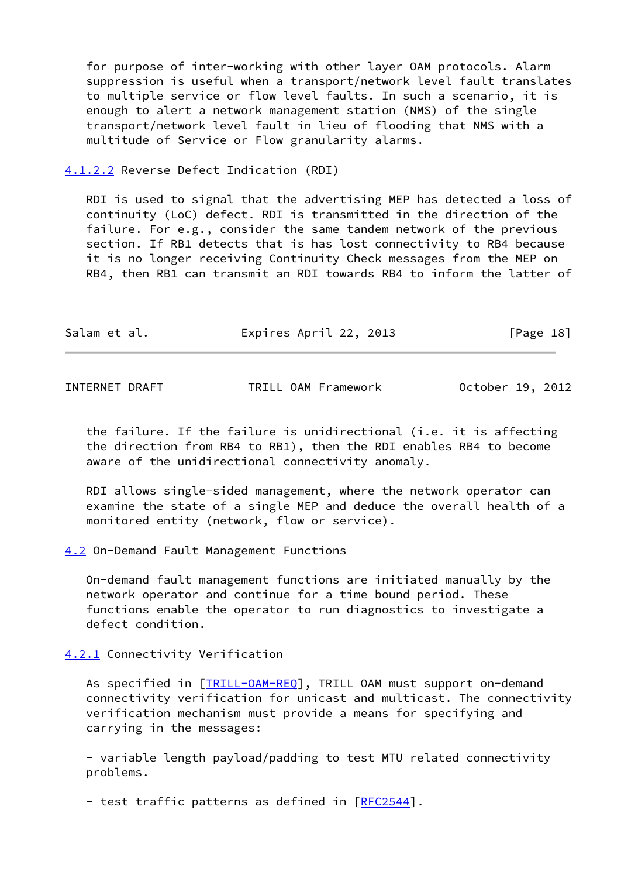for purpose of inter-working with other layer OAM protocols. Alarm suppression is useful when a transport/network level fault translates to multiple service or flow level faults. In such a scenario, it is enough to alert a network management station (NMS) of the single transport/network level fault in lieu of flooding that NMS with a multitude of Service or Flow granularity alarms.

#### 4.1.2.2 Reverse Defect Indication (RDI)

RDI is used to signal that the advertising MEP has detected a loss of continuity (LoC) defect. RDI is transmitted in the direction of the failure. For e.g., consider the same tandem network of the previous section. If RB1 detects that is has lost connectivity to RB4 because it is no longer receiving Continuity Check messages from the MEP on RB4, then RB1 can transmit an RDI towards RB4 to inform the latter of the failure. If the failure is unidirectional (i.e. it is affecting the direction from RB4 to RB1), then the RDI enables RB4 to become aware of the unidirectional connectivity anomaly.

RDI allows single-sided management, where the network operator can examine the state of a single MEP and deduce the overall health of a monitored entity (network, flow or service).

## 4.2 On-Demand Fault Management Functions

On-demand fault management functions are initiated manually by the network operator and continue for a time bound period. These functions enable the operator to run diagnostics to investigate a defect condition.

### 4.2.1 Connectivity Verification

As specified in [TRILL-OAM-REQ], TRILL OAM must support on-demand connectivity verification for unicast and multicast. The connectivity verification mechanism must provide a means for specifying and carrying in the messages:

- variable length payload/padding to test MTU related connectivity problems.

- test traffic patterns as defined in [RFC2544].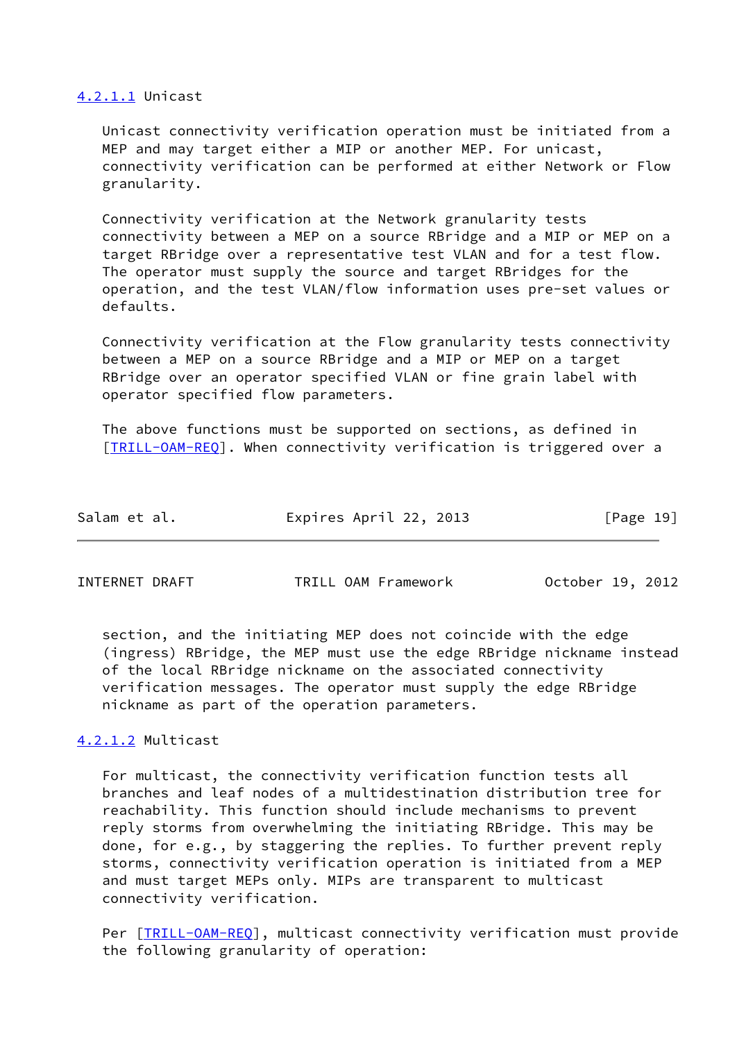#### 4.2.1.1 Unicast

Unicast connectivity verification operation must be initiated from a MEP and may target either a MIP or another MEP. For unicast, connectivity verification can be performed at either Network or Flow granularity.

Connectivity verification at the Network granularity tests connectivity between a MEP on a source RBridge and a MIP or MEP on a target RBridge over a representative test VLAN and for a test flow. The operator must supply the source and target RBridges for the operation, and the test VLAN/flow information uses pre-set values or defaults.

Connectivity verification at the Flow granularity tests connectivity between a MEP on a source RBridge and a MIP or MEP on a target RBridge over an operator specified VLAN or fine grain label with operator specified flow parameters.

The above functions must be supported on sections, as defined in [TRILL-OAM-REQ]. When connectivity verification is triggered over a section, and the initiating MEP does not coincide with the edge (ingress) RBridge, the MEP must use the edge RBridge nickname instead of the local RBridge nickname on the associated connectivity verification messages. The operator must supply the edge RBridge nickname as part of the operation parameters.

#### 4.2.1.2 Multicast

For multicast, the connectivity verification function tests all branches and leaf nodes of a multidestination distribution tree for reachability. This function should include mechanisms to prevent reply storms from overwhelming the initiating RBridge. This may be done, for e.g., by staggering the replies. To further prevent reply storms, connectivity verification operation is initiated from a MEP and must target MEPs only. MIPs are transparent to multicast connectivity verification.

Per [TRILL-OAM-REQ], multicast connectivity verification must provide the following granularity of operation: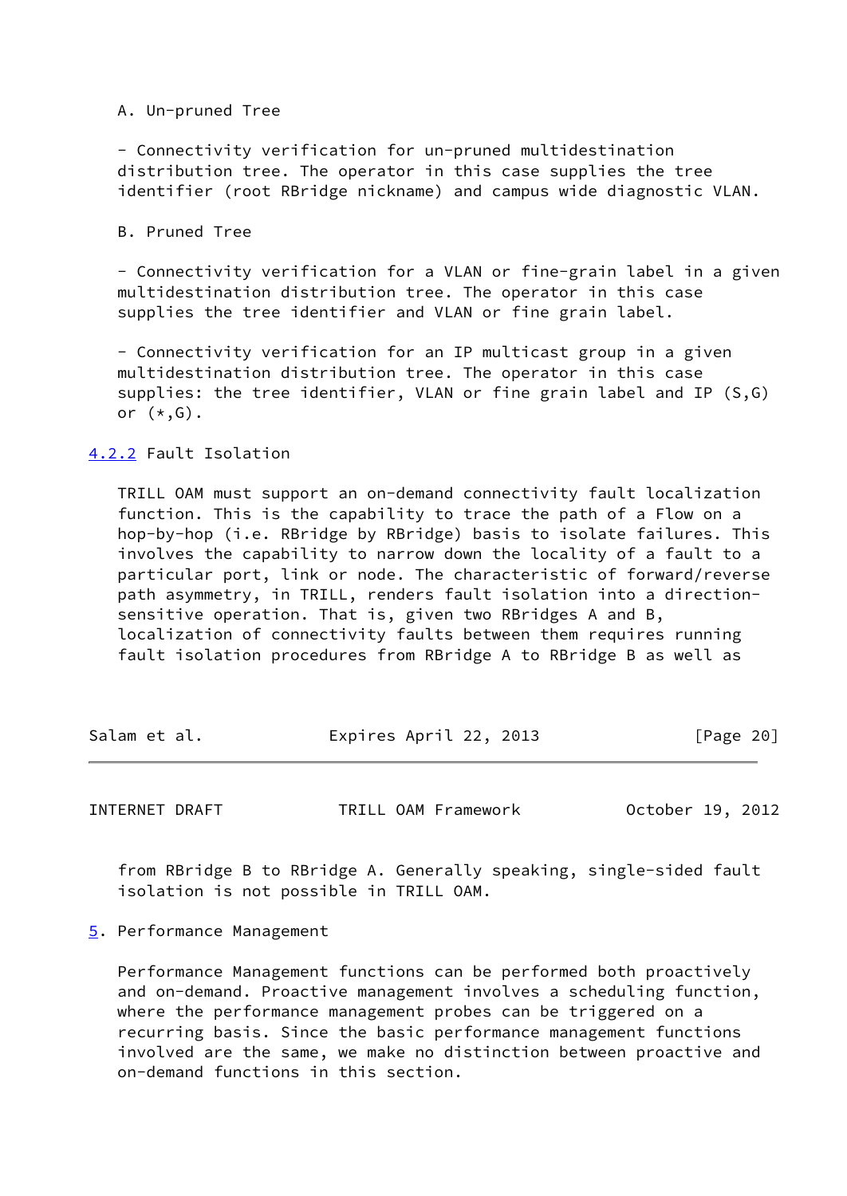A. Un-pruned Tree

- Connectivity verification for un-pruned multidestination distribution tree. The operator in this case supplies the tree identifier (root RBridge nickname) and campus wide diagnostic VLAN.

B. Pruned Tree

- Connectivity verification for a VLAN or fine-grain label in a given multidestination distribution tree. The operator in this case supplies the tree identifier and VLAN or fine grain label.

- Connectivity verification for an IP multicast group in a given multidestination distribution tree. The operator in this case supplies: the tree identifier, VLAN or fine grain label and IP (S,G) or (*,G).

### 4.2.2 Fault Isolation

TRILL OAM must support an on-demand connectivity fault localization function. This is the capability to trace the path of a Flow on a hop-by-hop (i.e. RBridge by RBridge) basis to isolate failures. This involves the capability to narrow down the locality of a fault to a particular port, link or node. The characteristic of forward/reverse path asymmetry, in TRILL, renders fault isolation into a direction-sensitive operation. That is, given two RBridges A and B, localization of connectivity faults between them requires running fault isolation procedures from RBridge A to RBridge B as well as from RBridge B to RBridge A. Generally speaking, single-sided fault isolation is not possible in TRILL OAM.

## 5. Performance Management

Performance Management functions can be performed both proactively and on-demand. Proactive management involves a scheduling function, where the performance management probes can be triggered on a recurring basis. Since the basic performance management functions involved are the same, we make no distinction between proactive and on-demand functions in this section.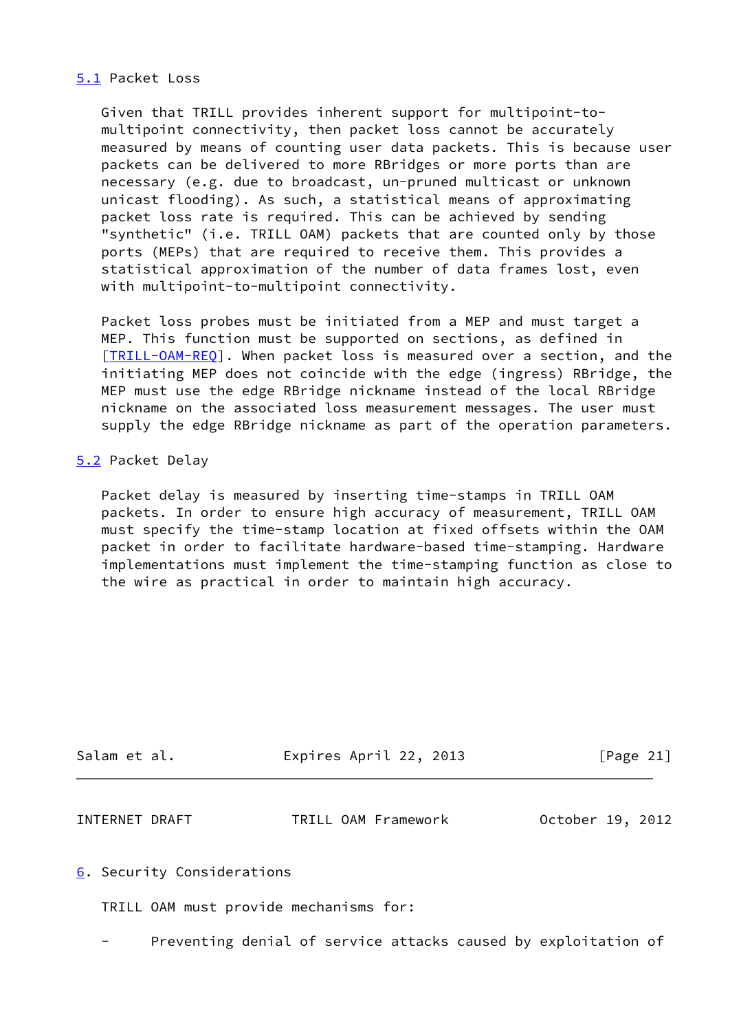### 5.1 Packet Loss

Given that TRILL provides inherent support for multipoint-to-multipoint connectivity, then packet loss cannot be accurately measured by means of counting user data packets. This is because user packets can be delivered to more RBridges or more ports than are necessary (e.g. due to broadcast, un-pruned multicast or unknown unicast flooding). As such, a statistical means of approximating packet loss rate is required. This can be achieved by sending "synthetic" (i.e. TRILL OAM) packets that are counted only by those ports (MEPs) that are required to receive them. This provides a statistical approximation of the number of data frames lost, even with multipoint-to-multipoint connectivity.

Packet loss probes must be initiated from a MEP and must target a MEP. This function must be supported on sections, as defined in [TRILL-OAM-REQ]. When packet loss is measured over a section, and the initiating MEP does not coincide with the edge (ingress) RBridge, the MEP must use the edge RBridge nickname instead of the local RBridge nickname on the associated loss measurement messages. The user must supply the edge RBridge nickname as part of the operation parameters.

### 5.2 Packet Delay

Packet delay is measured by inserting time-stamps in TRILL OAM packets. In order to ensure high accuracy of measurement, TRILL OAM must specify the time-stamp location at fixed offsets within the OAM packet in order to facilitate hardware-based time-stamping. Hardware implementations must implement the time-stamping function as close to the wire as practical in order to maintain high accuracy.

## 6. Security Considerations

TRILL OAM must provide mechanisms for:

- Preventing denial of service attacks caused by exploitation of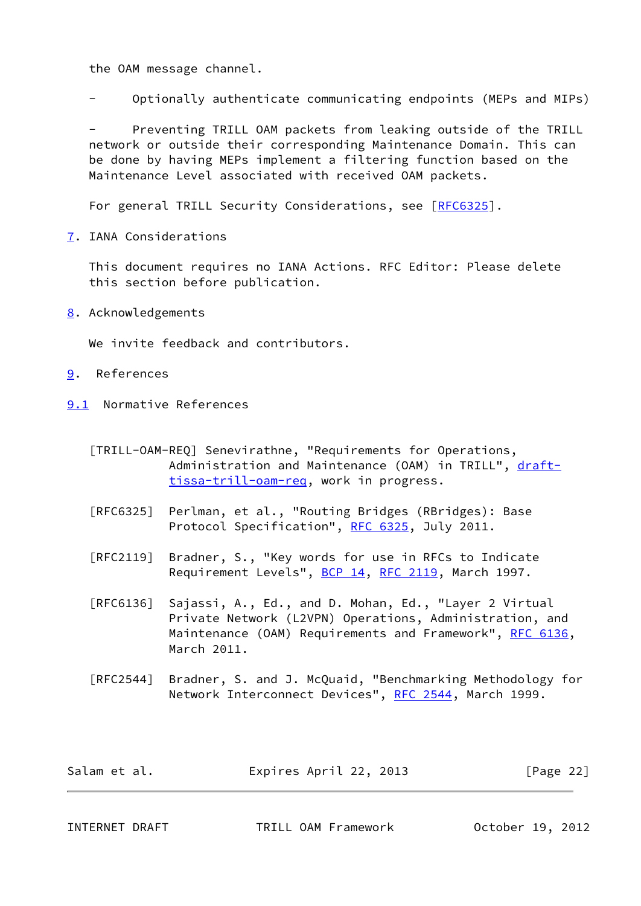the OAM message channel.

- Optionally authenticate communicating endpoints (MEPs and MIPs)

- Preventing TRILL OAM packets from leaking outside of the TRILL network or outside their corresponding Maintenance Domain. This can be done by having MEPs implement a filtering function based on the Maintenance Level associated with received OAM packets.

For general TRILL Security Considerations, see [RFC6325].

## 7. IANA Considerations

This document requires no IANA Actions. RFC Editor: Please delete this section before publication.

## 8. Acknowledgements

We invite feedback and contributors.

## 9. References

### 9.1 Normative References

[TRILL-OAM-REQ] Senevirathne, "Requirements for Operations, Administration and Maintenance (OAM) in TRILL", draft-tissa-trill-oam-req, work in progress.

[RFC6325] Perlman, et al., "Routing Bridges (RBridges): Base Protocol Specification", RFC 6325, July 2011.

[RFC2119] Bradner, S., "Key words for use in RFCs to Indicate Requirement Levels", BCP 14, RFC 2119, March 1997.

[RFC6136] Sajassi, A., Ed., and D. Mohan, Ed., "Layer 2 Virtual Private Network (L2VPN) Operations, Administration, and Maintenance (OAM) Requirements and Framework", RFC 6136, March 2011.

[RFC2544] Bradner, S. and J. McQuaid, "Benchmarking Methodology for Network Interconnect Devices", RFC 2544, March 1999.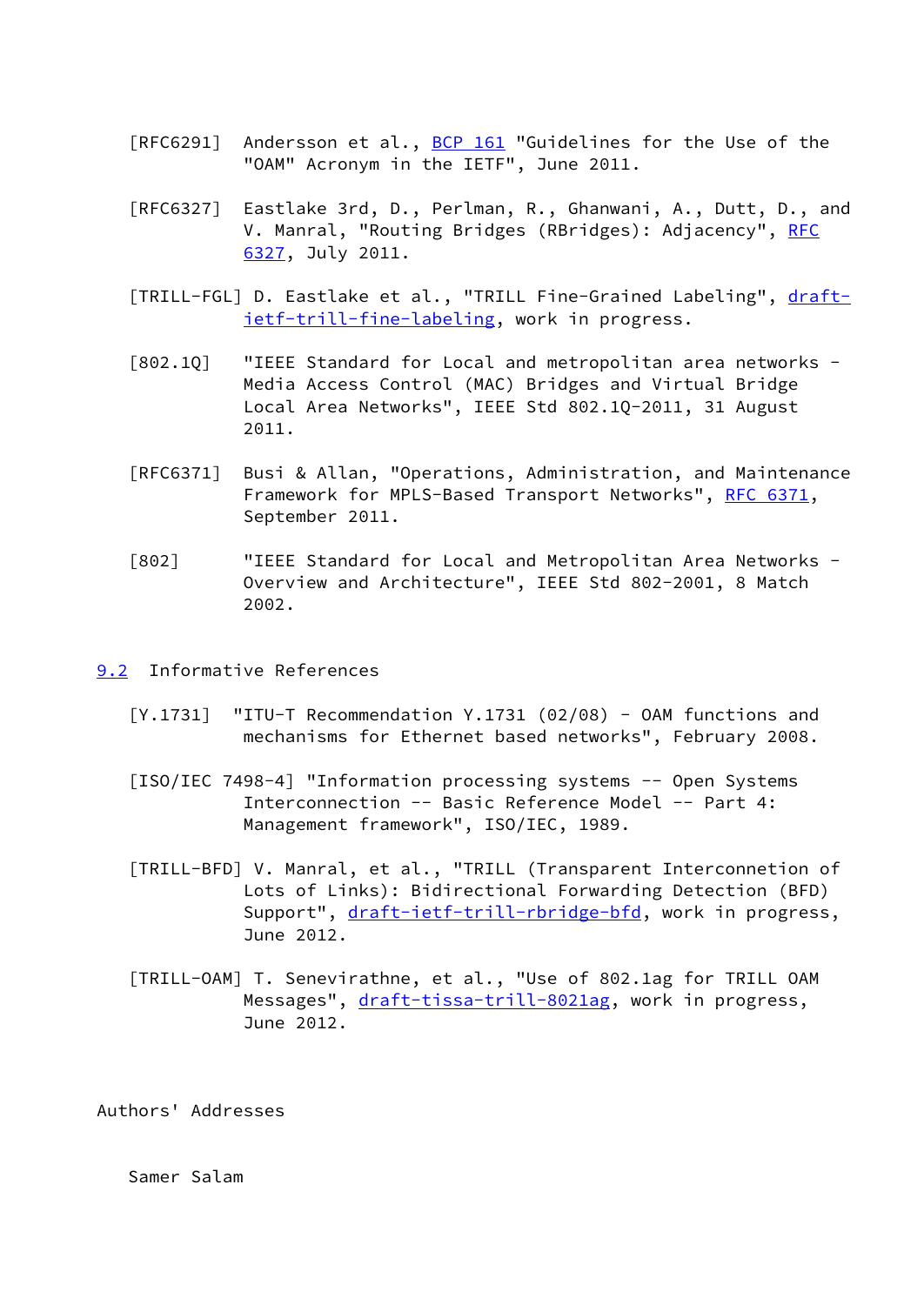[RFC6291] Andersson et al., BCP 161 "Guidelines for the Use of the "OAM" Acronym in the IETF", June 2011.

[RFC6327] Eastlake 3rd, D., Perlman, R., Ghanwani, A., Dutt, D., and V. Manral, "Routing Bridges (RBridges): Adjacency", RFC 6327, July 2011.

[TRILL-FGL] D. Eastlake et al., "TRILL Fine-Grained Labeling", draft-ietf-trill-fine-labeling, work in progress.

[802.1Q] "IEEE Standard for Local and metropolitan area networks - Media Access Control (MAC) Bridges and Virtual Bridge Local Area Networks", IEEE Std 802.1Q-2011, 31 August 2011.

[RFC6371] Busi & Allan, "Operations, Administration, and Maintenance Framework for MPLS-Based Transport Networks", RFC 6371, September 2011.

[802] "IEEE Standard for Local and Metropolitan Area Networks - Overview and Architecture", IEEE Std 802-2001, 8 Match 2002.

## 9.2 Informative References

[Y.1731] "ITU-T Recommendation Y.1731 (02/08) - OAM functions and mechanisms for Ethernet based networks", February 2008.

[ISO/IEC 7498-4] "Information processing systems -- Open Systems Interconnection -- Basic Reference Model -- Part 4: Management framework", ISO/IEC, 1989.

[TRILL-BFD] V. Manral, et al., "TRILL (Transparent Interconnetion of Lots of Links): Bidirectional Forwarding Detection (BFD) Support", draft-ietf-trill-rbridge-bfd, work in progress, June 2012.

[TRILL-OAM] T. Senevirathne, et al., "Use of 802.1ag for TRILL OAM Messages", draft-tissa-trill-8021ag, work in progress, June 2012.

## Authors' Addresses

Samer Salam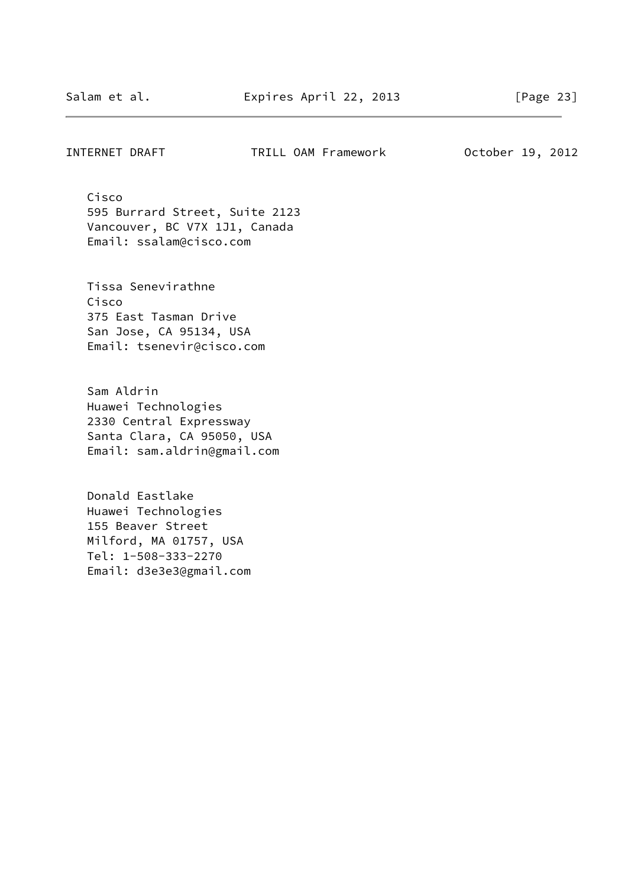Cisco
595 Burrard Street, Suite 2123
Vancouver, BC V7X 1J1, Canada
Email: ssalam@cisco.com

Tissa Senevirathne
Cisco
375 East Tasman Drive
San Jose, CA 95134, USA
Email: tsenevir@cisco.com

Sam Aldrin
Huawei Technologies
2330 Central Expressway
Santa Clara, CA 95050, USA
Email: sam.aldrin@gmail.com

Donald Eastlake
Huawei Technologies
155 Beaver Street
Milford, MA 01757, USA
Tel: 1-508-333-2270
Email: d3e3e3@gmail.com